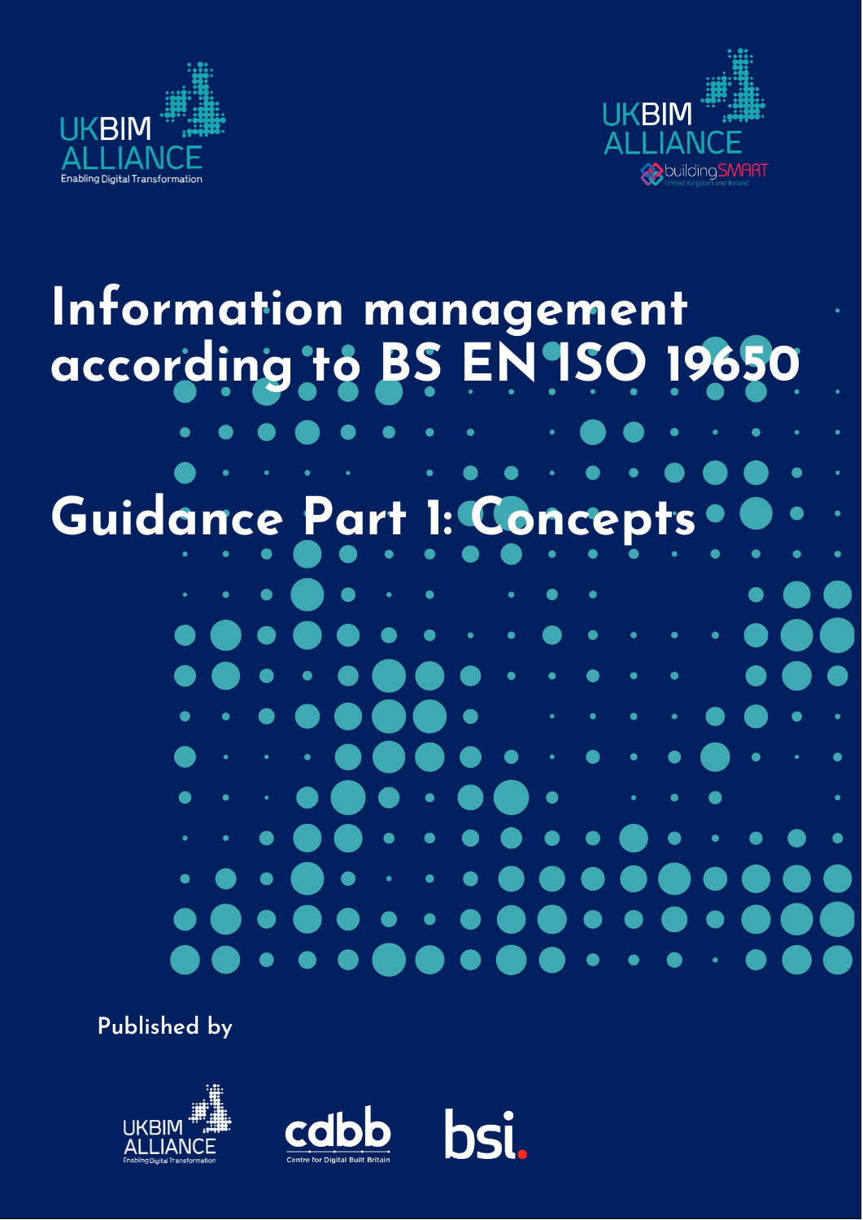# Information management according to BS EN ISO 19650

## Guidance Part 1: Concepts

Published by

UKBIM ALLIANCE

cdbb Centre for Digital Built Britain

bsi.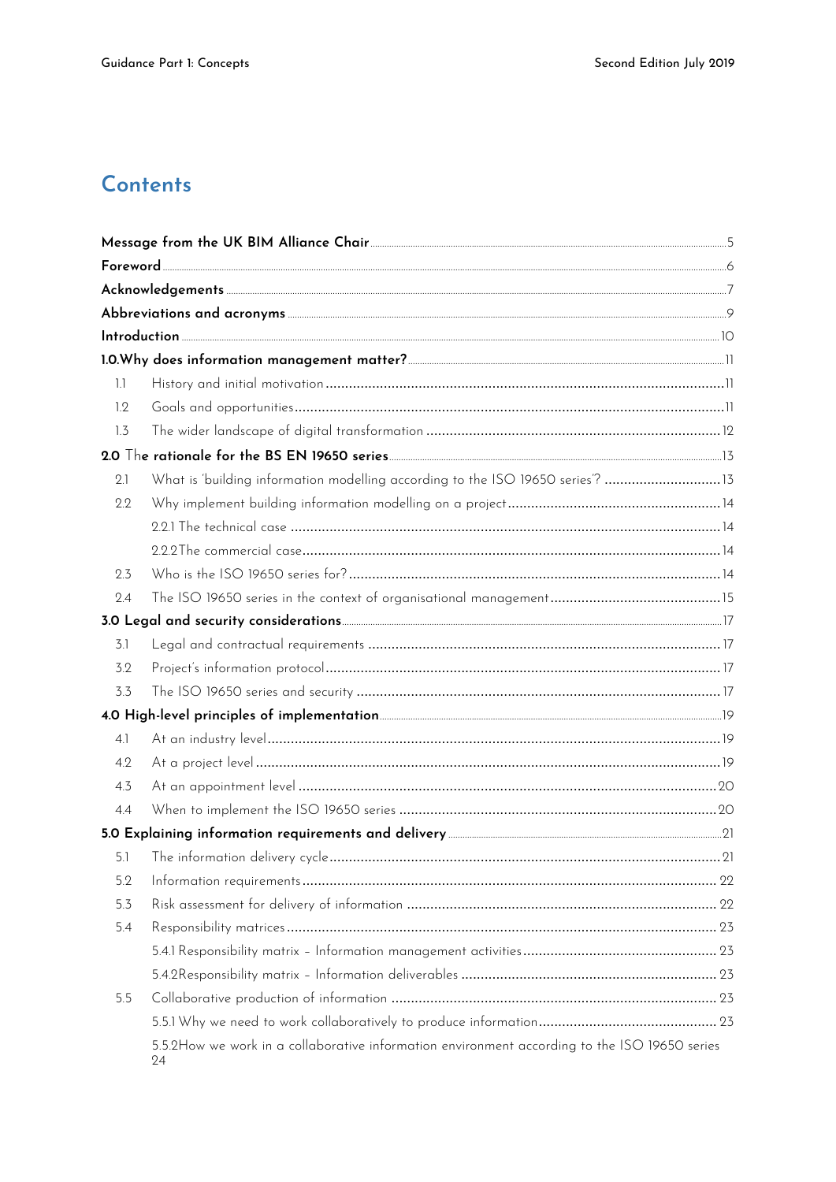# Contents

| | | |
|---|---|---|
| **Message from the UK BIM Alliance Chair** | | 5 |
| **Foreword** | | 6 |
| **Acknowledgements** | | 7 |
| **Abbreviations and acronyms** | | 9 |
| **Introduction** | | 10 |
| **1.0.Why does information management matter?** | | 11 |
| 1.1 | History and initial motivation | 11 |
| 1.2 | Goals and opportunities | 11 |
| 1.3 | The wider landscape of digital transformation | 12 |
| **2.0 The rationale for the BS EN 19650 series** | | 13 |
| 2.1 | What is 'building information modelling according to the ISO 19650 series'? | 13 |
| 2.2 | Why implement building information modelling on a project | 14 |
| | 2.2.1 The technical case | 14 |
| | 2.2.2The commercial case | 14 |
| 2.3 | Who is the ISO 19650 series for? | 14 |
| 2.4 | The ISO 19650 series in the context of organisational management | 15 |
| **3.0 Legal and security considerations** | | 17 |
| 3.1 | Legal and contractual requirements | 17 |
| 3.2 | Project's information protocol | 17 |
| 3.3 | The ISO 19650 series and security | 17 |
| **4.0 High-level principles of implementation** | | 19 |
| 4.1 | At an industry level | 19 |
| 4.2 | At a project level | 19 |
| 4.3 | At an appointment level | 20 |
| 4.4 | When to implement the ISO 19650 series | 20 |
| **5.0 Explaining information requirements and delivery** | | 21 |
| 5.1 | The information delivery cycle | 21 |
| 5.2 | Information requirements | 22 |
| 5.3 | Risk assessment for delivery of information | 22 |
| 5.4 | Responsibility matrices | 23 |
| | 5.4.1 Responsibility matrix – Information management activities | 23 |
| | 5.4.2Responsibility matrix – Information deliverables | 23 |
| 5.5 | Collaborative production of information | 23 |
| | 5.5.1 Why we need to work collaboratively to produce information | 23 |
| | 5.5.2How we work in a collaborative information environment according to the ISO 19650 series | 24 |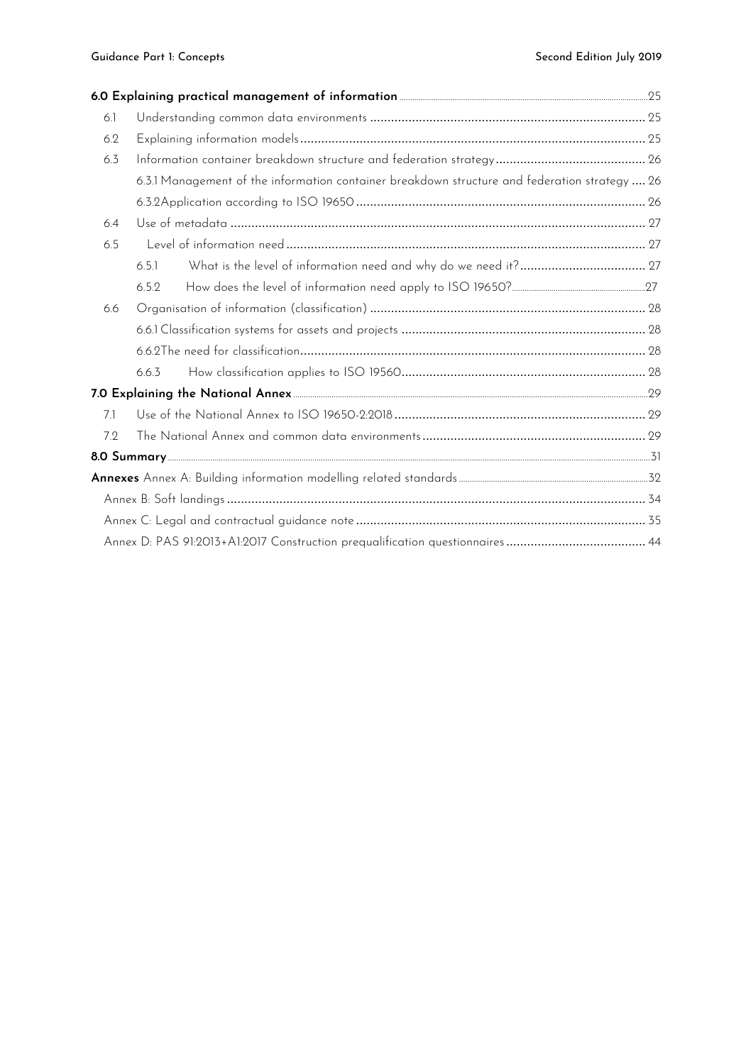**6.0 Explaining practical management of information** 25

6.1 Understanding common data environments 25

6.2 Explaining information models 25

6.3 Information container breakdown structure and federation strategy 26

6.3.1 Management of the information container breakdown structure and federation strategy 26

6.3.2 Application according to ISO 19650 26

6.4 Use of metadata 27

6.5 Level of information need 27

6.5.1 What is the level of information need and why do we need it? 27

6.5.2 How does the level of information need apply to ISO 19650? 27

6.6 Organisation of information (classification) 28

6.6.1 Classification systems for assets and projects 28

6.6.2 The need for classification 28

6.6.3 How classification applies to ISO 19560 28

**7.0 Explaining the National Annex** 29

7.1 Use of the National Annex to ISO 19650-2:2018 29

7.2 The National Annex and common data environments 29

**8.0 Summary** 31

**Annexes** Annex A: Building information modelling related standards 32

Annex B: Soft landings 34

Annex C: Legal and contractual guidance note 35

Annex D: PAS 91:2013+A1:2017 Construction prequalification questionnaires 44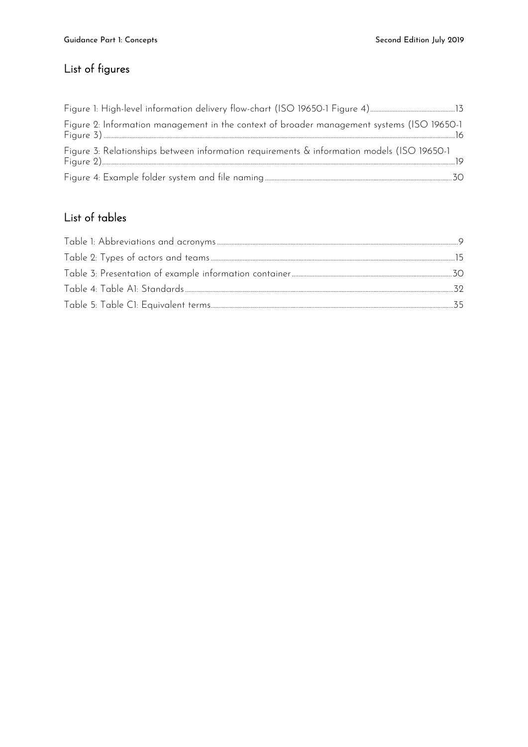## List of figures

Figure 1: High-level information delivery flow-chart (ISO 19650-1 Figure 4) .....13

Figure 2: Information management in the context of broader management systems (ISO 19650-1 Figure 3) .....16

Figure 3: Relationships between information requirements & information models (ISO 19650-1 Figure 2) .....19

Figure 4: Example folder system and file naming .....30

## List of tables

Table 1: Abbreviations and acronyms .....9

Table 2: Types of actors and teams .....15

Table 3: Presentation of example information container .....30

Table 4: Table A1: Standards .....32

Table 5: Table C1: Equivalent terms .....35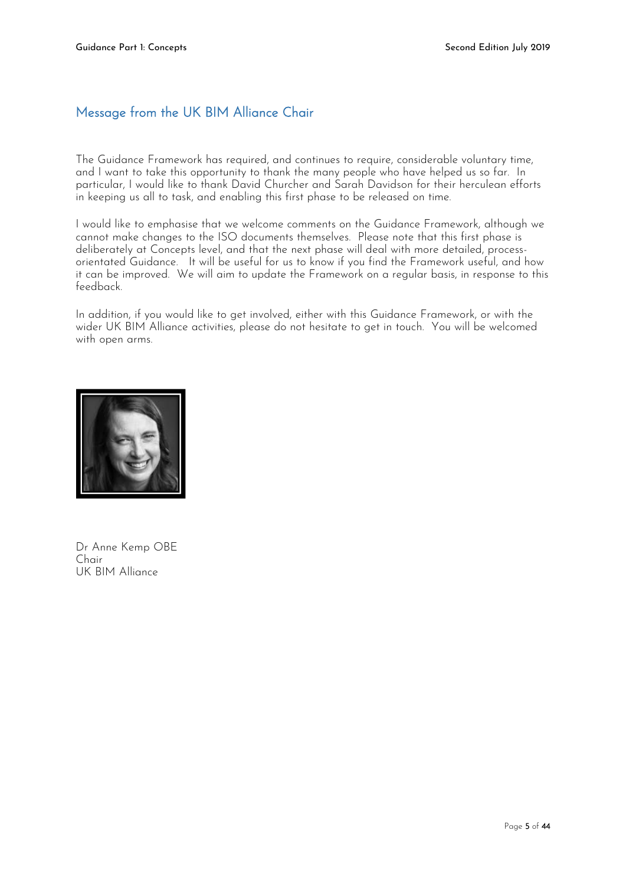## Message from the UK BIM Alliance Chair

The Guidance Framework has required, and continues to require, considerable voluntary time, and I want to take this opportunity to thank the many people who have helped us so far. In particular, I would like to thank David Churcher and Sarah Davidson for their herculean efforts in keeping us all to task, and enabling this first phase to be released on time.

I would like to emphasise that we welcome comments on the Guidance Framework, although we cannot make changes to the ISO documents themselves. Please note that this first phase is deliberately at Concepts level, and that the next phase will deal with more detailed, process-orientated Guidance. It will be useful for us to know if you find the Framework useful, and how it can be improved. We will aim to update the Framework on a regular basis, in response to this feedback.

In addition, if you would like to get involved, either with this Guidance Framework, or with the wider UK BIM Alliance activities, please do not hesitate to get in touch. You will be welcomed with open arms.

Dr Anne Kemp OBE
Chair
UK BIM Alliance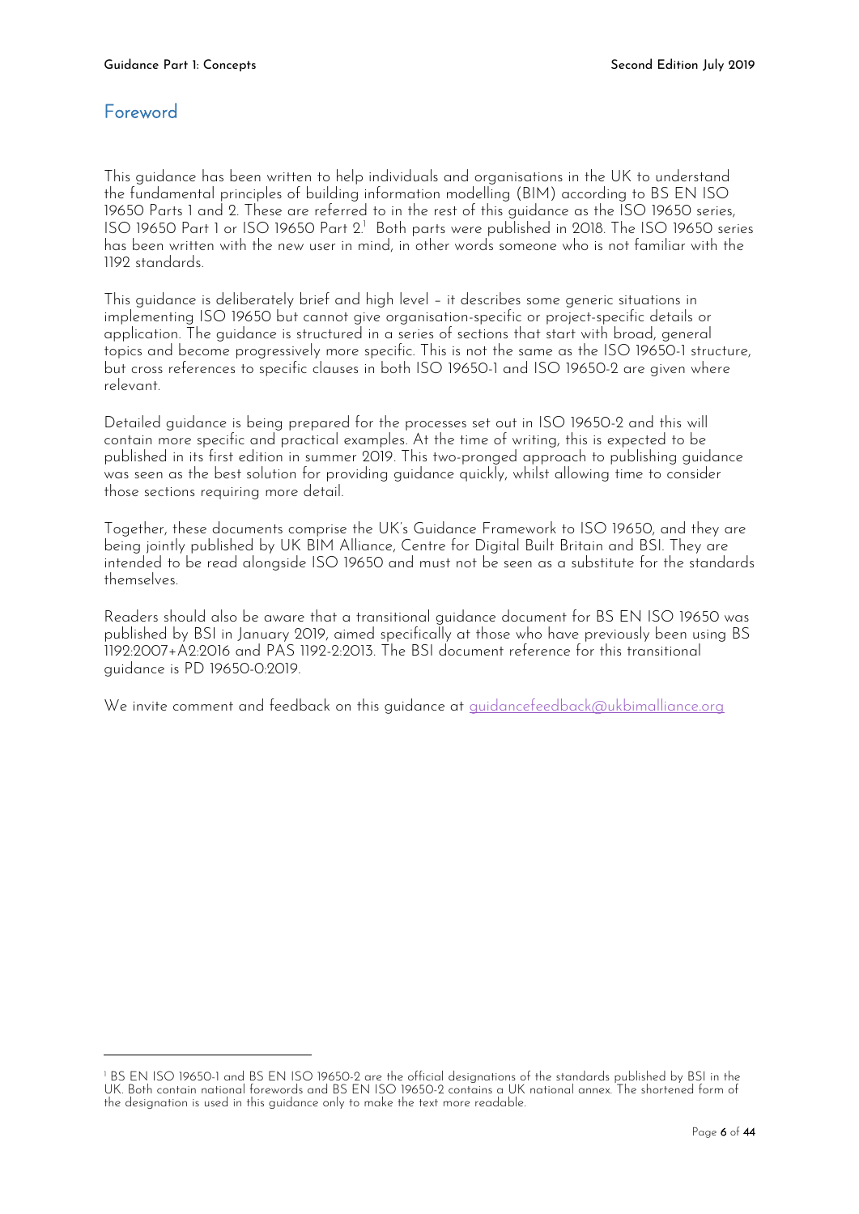## Foreword

This guidance has been written to help individuals and organisations in the UK to understand the fundamental principles of building information modelling (BIM) according to BS EN ISO 19650 Parts 1 and 2. These are referred to in the rest of this guidance as the ISO 19650 series, ISO 19650 Part 1 or ISO 19650 Part 2.[1] Both parts were published in 2018. The ISO 19650 series has been written with the new user in mind, in other words someone who is not familiar with the 1192 standards.

This guidance is deliberately brief and high level – it describes some generic situations in implementing ISO 19650 but cannot give organisation-specific or project-specific details or application. The guidance is structured in a series of sections that start with broad, general topics and become progressively more specific. This is not the same as the ISO 19650-1 structure, but cross references to specific clauses in both ISO 19650-1 and ISO 19650-2 are given where relevant.

Detailed guidance is being prepared for the processes set out in ISO 19650-2 and this will contain more specific and practical examples. At the time of writing, this is expected to be published in its first edition in summer 2019. This two-pronged approach to publishing guidance was seen as the best solution for providing guidance quickly, whilst allowing time to consider those sections requiring more detail.

Together, these documents comprise the UK's Guidance Framework to ISO 19650, and they are being jointly published by UK BIM Alliance, Centre for Digital Built Britain and BSI. They are intended to be read alongside ISO 19650 and must not be seen as a substitute for the standards themselves.

Readers should also be aware that a transitional guidance document for BS EN ISO 19650 was published by BSI in January 2019, aimed specifically at those who have previously been using BS 1192:2007+A2:2016 and PAS 1192-2:2013. The BSI document reference for this transitional guidance is PD 19650-0:2019.

We invite comment and feedback on this guidance at guidancefeedback@ukbimalliance.org

---

[1] BS EN ISO 19650-1 and BS EN ISO 19650-2 are the official designations of the standards published by BSI in the UK. Both contain national forewords and BS EN ISO 19650-2 contains a UK national annex. The shortened form of the designation is used in this guidance only to make the text more readable.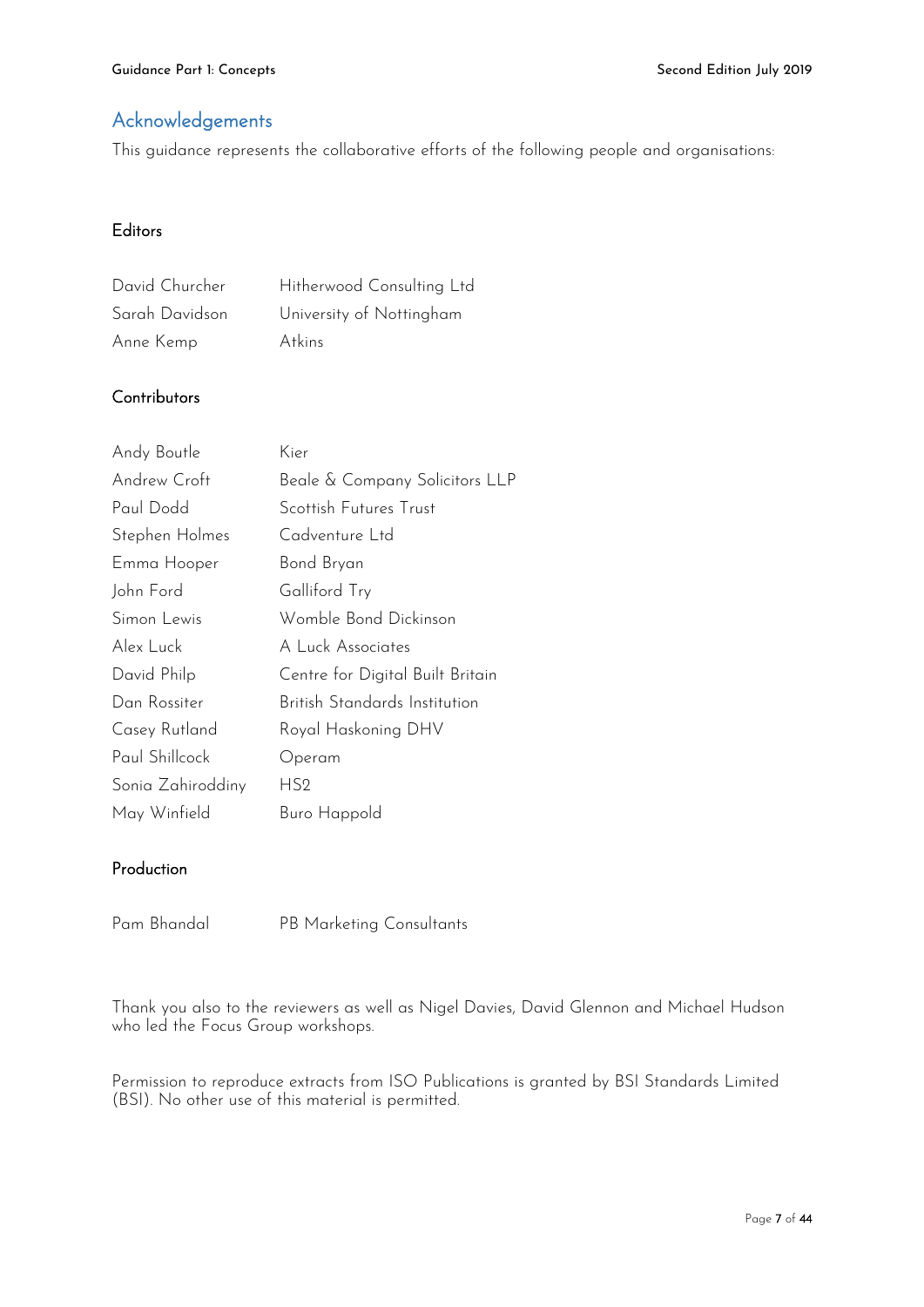## Acknowledgements

This guidance represents the collaborative efforts of the following people and organisations:

### Editors

| | |
|---|---|
| David Churcher | Hitherwood Consulting Ltd |
| Sarah Davidson | University of Nottingham |
| Anne Kemp | Atkins |

### Contributors

| | |
|---|---|
| Andy Boutle | Kier |
| Andrew Croft | Beale & Company Solicitors LLP |
| Paul Dodd | Scottish Futures Trust |
| Stephen Holmes | Cadventure Ltd |
| Emma Hooper | Bond Bryan |
| John Ford | Galliford Try |
| Simon Lewis | Womble Bond Dickinson |
| Alex Luck | A Luck Associates |
| David Philp | Centre for Digital Built Britain |
| Dan Rossiter | British Standards Institution |
| Casey Rutland | Royal Haskoning DHV |
| Paul Shillcock | Operam |
| Sonia Zahiroddiny | HS2 |
| May Winfield | Buro Happold |

### Production

| | |
|---|---|
| Pam Bhandal | PB Marketing Consultants |

Thank you also to the reviewers as well as Nigel Davies, David Glennon and Michael Hudson who led the Focus Group workshops.

Permission to reproduce extracts from ISO Publications is granted by BSI Standards Limited (BSI). No other use of this material is permitted.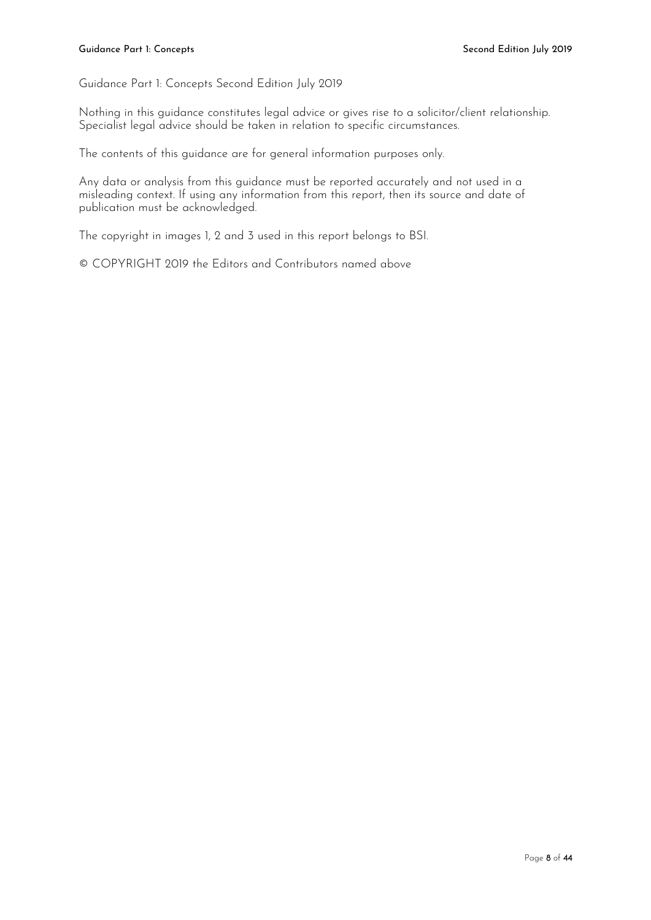Guidance Part 1: Concepts Second Edition July 2019

Nothing in this guidance constitutes legal advice or gives rise to a solicitor/client relationship. Specialist legal advice should be taken in relation to specific circumstances.

The contents of this guidance are for general information purposes only.

Any data or analysis from this guidance must be reported accurately and not used in a misleading context. If using any information from this report, then its source and date of publication must be acknowledged.

The copyright in images 1, 2 and 3 used in this report belongs to BSI.

© COPYRIGHT 2019 the Editors and Contributors named above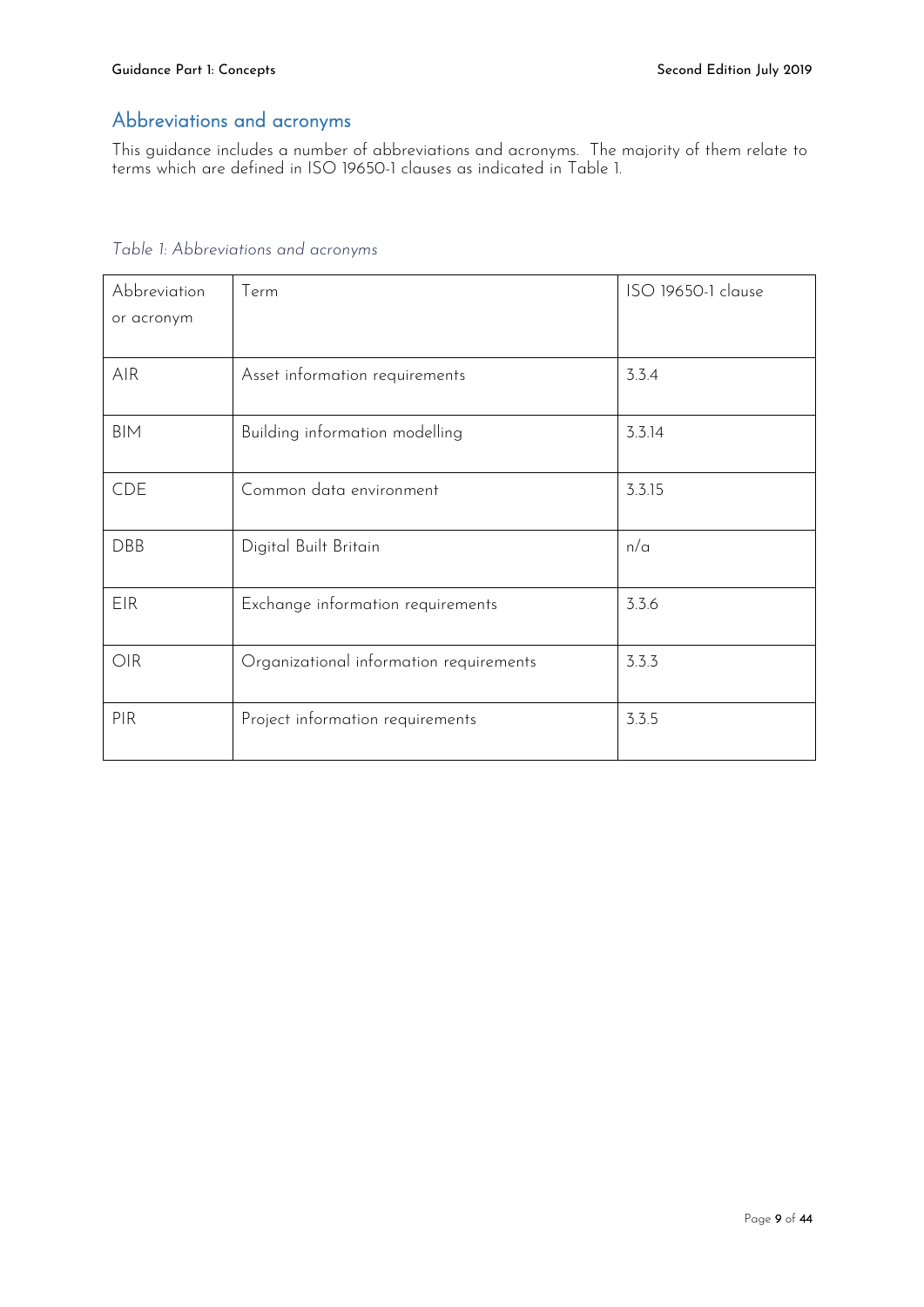## Abbreviations and acronyms

This guidance includes a number of abbreviations and acronyms. The majority of them relate to terms which are defined in ISO 19650-1 clauses as indicated in Table 1.

*Table 1: Abbreviations and acronyms*

| Abbreviation or acronym | Term | ISO 19650-1 clause |
|---|---|---|
| AIR | Asset information requirements | 3.3.4 |
| BIM | Building information modelling | 3.3.14 |
| CDE | Common data environment | 3.3.15 |
| DBB | Digital Built Britain | n/a |
| EIR | Exchange information requirements | 3.3.6 |
| OIR | Organizational information requirements | 3.3.3 |
| PIR | Project information requirements | 3.3.5 |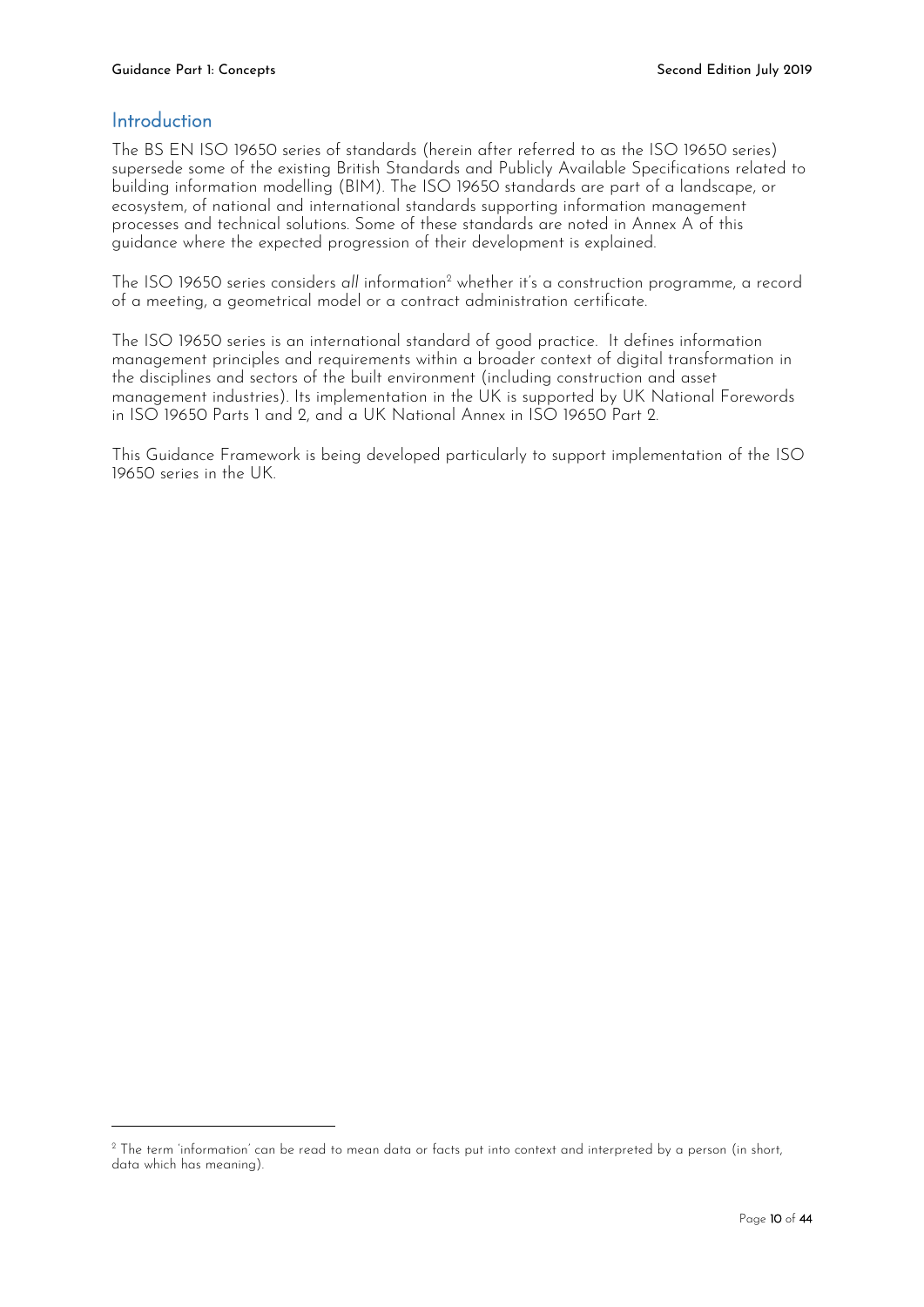## Introduction

The BS EN ISO 19650 series of standards (herein after referred to as the ISO 19650 series) supersede some of the existing British Standards and Publicly Available Specifications related to building information modelling (BIM). The ISO 19650 standards are part of a landscape, or ecosystem, of national and international standards supporting information management processes and technical solutions. Some of these standards are noted in Annex A of this guidance where the expected progression of their development is explained.

The ISO 19650 series considers *all* information[2] whether it's a construction programme, a record of a meeting, a geometrical model or a contract administration certificate.

The ISO 19650 series is an international standard of good practice. It defines information management principles and requirements within a broader context of digital transformation in the disciplines and sectors of the built environment (including construction and asset management industries). Its implementation in the UK is supported by UK National Forewords in ISO 19650 Parts 1 and 2, and a UK National Annex in ISO 19650 Part 2.

This Guidance Framework is being developed particularly to support implementation of the ISO 19650 series in the UK.

---

[2] The term 'information' can be read to mean data or facts put into context and interpreted by a person (in short, data which has meaning).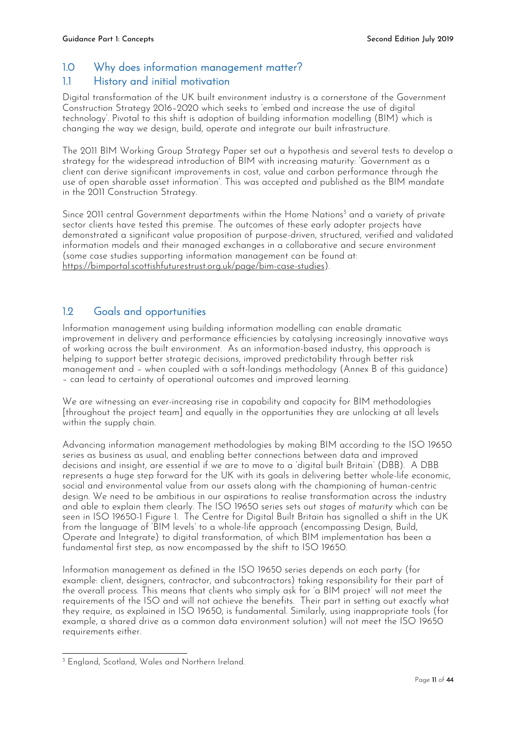## 1.0 Why does information management matter?

### 1.1 History and initial motivation

Digital transformation of the UK built environment industry is a cornerstone of the Government Construction Strategy 2016–2020 which seeks to 'embed and increase the use of digital technology'. Pivotal to this shift is adoption of building information modelling (BIM) which is changing the way we design, build, operate and integrate our built infrastructure.

The 2011 BIM Working Group Strategy Paper set out a hypothesis and several tests to develop a strategy for the widespread introduction of BIM with increasing maturity: 'Government as a client can derive significant improvements in cost, value and carbon performance through the use of open sharable asset information'. This was accepted and published as the BIM mandate in the 2011 Construction Strategy.

Since 2011 central Government departments within the Home Nations[3] and a variety of private sector clients have tested this premise. The outcomes of these early adopter projects have demonstrated a significant value proposition of purpose-driven, structured, verified and validated information models and their managed exchanges in a collaborative and secure environment (some case studies supporting information management can be found at: https://bimportal.scottishfuturestrust.org.uk/page/bim-case-studies).

### 1.2 Goals and opportunities

Information management using building information modelling can enable dramatic improvement in delivery and performance efficiencies by catalysing increasingly innovative ways of working across the built environment. As an information-based industry, this approach is helping to support better strategic decisions, improved predictability through better risk management and – when coupled with a soft-landings methodology (Annex B of this guidance) – can lead to certainty of operational outcomes and improved learning.

We are witnessing an ever-increasing rise in capability and capacity for BIM methodologies [throughout the project team] and equally in the opportunities they are unlocking at all levels within the supply chain.

Advancing information management methodologies by making BIM according to the ISO 19650 series as business as usual, and enabling better connections between data and improved decisions and insight, are essential if we are to move to a 'digital built Britain' (DBB). A DBB represents a huge step forward for the UK with its goals in delivering better whole-life economic, social and environmental value from our assets along with the championing of human-centric design. We need to be ambitious in our aspirations to realise transformation across the industry and able to explain them clearly. The ISO 19650 series sets out *stages of maturity* which can be seen in ISO 19650-1 Figure 1. The Centre for Digital Built Britain has signalled a shift in the UK from the language of 'BIM levels' to a whole-life approach (encompassing Design, Build, Operate and Integrate) to digital transformation, of which BIM implementation has been a fundamental first step, as now encompassed by the shift to ISO 19650.

Information management as defined in the ISO 19650 series depends on each party (for example: client, designers, contractor, and subcontractors) taking responsibility for their part of the overall process. This means that clients who simply ask for 'a BIM project' will not meet the requirements of the ISO and will not achieve the benefits. Their part in setting out exactly what they require, as explained in ISO 19650, is fundamental. Similarly, using inappropriate tools (for example, a shared drive as a common data environment solution) will not meet the ISO 19650 requirements either.

---

[3] England, Scotland, Wales and Northern Ireland.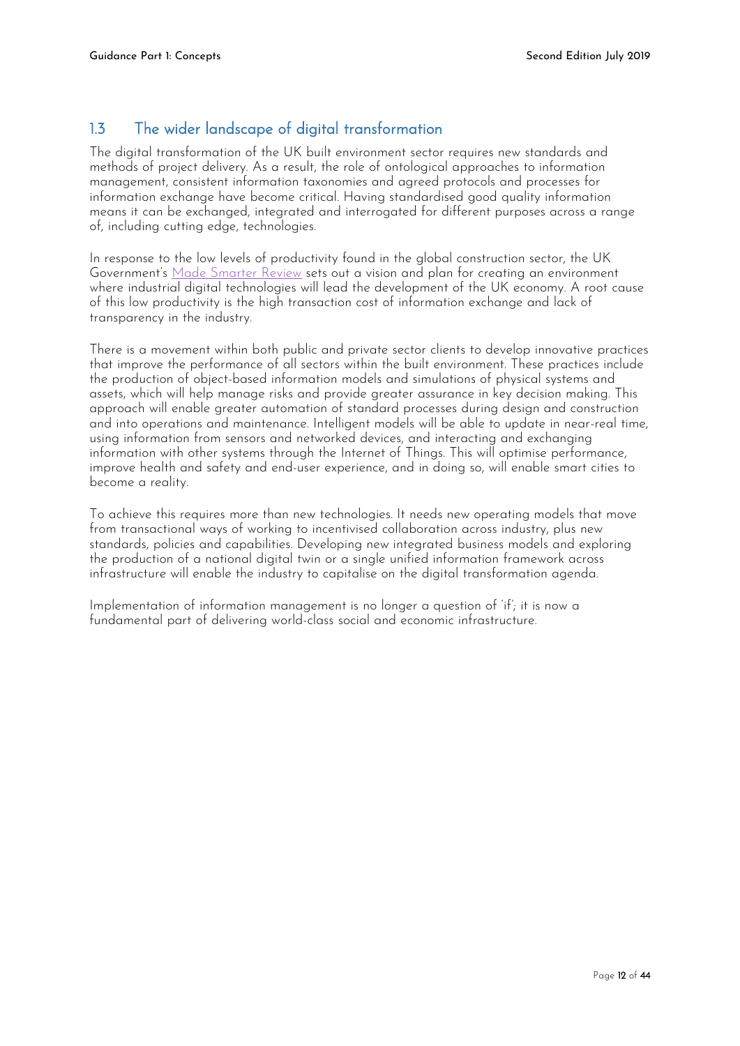## 1.3 The wider landscape of digital transformation

The digital transformation of the UK built environment sector requires new standards and methods of project delivery. As a result, the role of ontological approaches to information management, consistent information taxonomies and agreed protocols and processes for information exchange have become critical. Having standardised good quality information means it can be exchanged, integrated and interrogated for different purposes across a range of, including cutting edge, technologies.

In response to the low levels of productivity found in the global construction sector, the UK Government's Made Smarter Review sets out a vision and plan for creating an environment where industrial digital technologies will lead the development of the UK economy. A root cause of this low productivity is the high transaction cost of information exchange and lack of transparency in the industry.

There is a movement within both public and private sector clients to develop innovative practices that improve the performance of all sectors within the built environment. These practices include the production of object-based information models and simulations of physical systems and assets, which will help manage risks and provide greater assurance in key decision making. This approach will enable greater automation of standard processes during design and construction and into operations and maintenance. Intelligent models will be able to update in near-real time, using information from sensors and networked devices, and interacting and exchanging information with other systems through the Internet of Things. This will optimise performance, improve health and safety and end-user experience, and in doing so, will enable smart cities to become a reality.

To achieve this requires more than new technologies. It needs new operating models that move from transactional ways of working to incentivised collaboration across industry, plus new standards, policies and capabilities. Developing new integrated business models and exploring the production of a national digital twin or a single unified information framework across infrastructure will enable the industry to capitalise on the digital transformation agenda.

Implementation of information management is no longer a question of 'if'; it is now a fundamental part of delivering world-class social and economic infrastructure.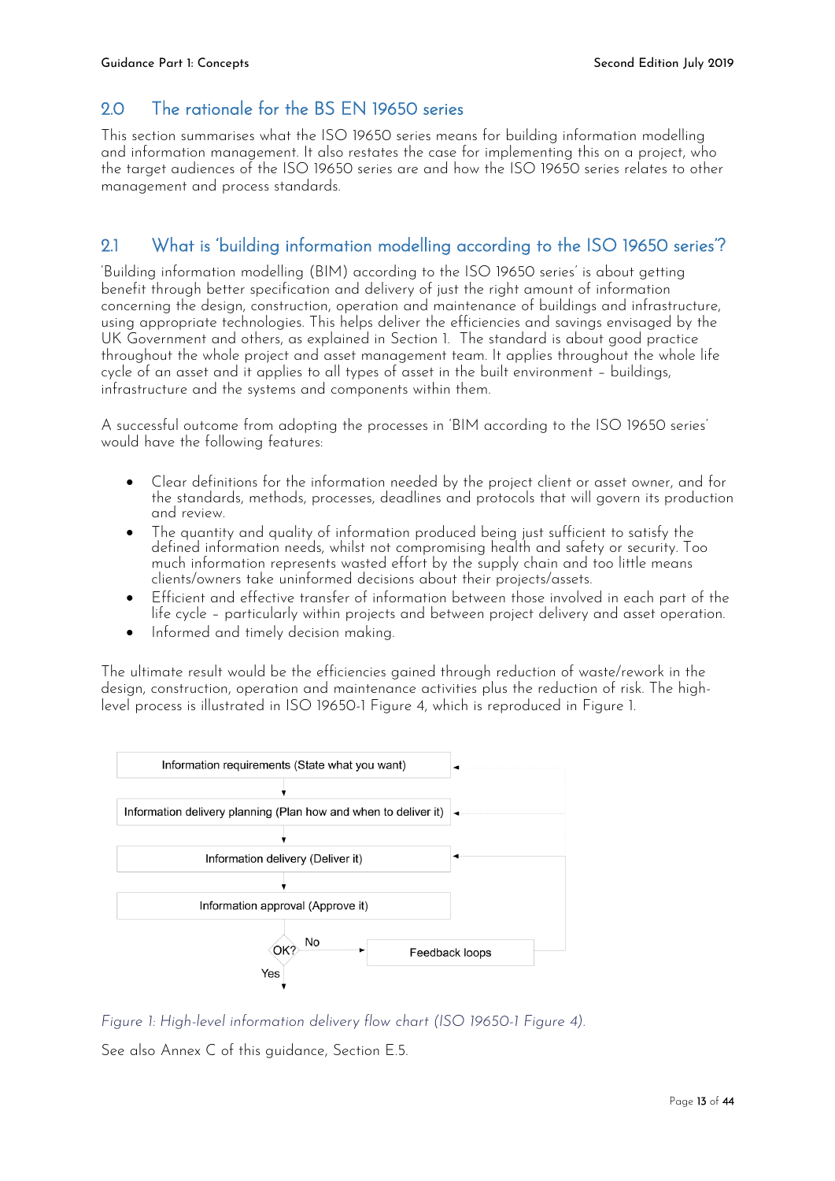## 2.0 The rationale for the BS EN 19650 series

This section summarises what the ISO 19650 series means for building information modelling and information management. It also restates the case for implementing this on a project, who the target audiences of the ISO 19650 series are and how the ISO 19650 series relates to other management and process standards.

## 2.1 What is 'building information modelling according to the ISO 19650 series'?

'Building information modelling (BIM) according to the ISO 19650 series' is about getting benefit through better specification and delivery of just the right amount of information concerning the design, construction, operation and maintenance of buildings and infrastructure, using appropriate technologies. This helps deliver the efficiencies and savings envisaged by the UK Government and others, as explained in Section 1. The standard is about good practice throughout the whole project and asset management team. It applies throughout the whole life cycle of an asset and it applies to all types of asset in the built environment – buildings, infrastructure and the systems and components within them.

A successful outcome from adopting the processes in 'BIM according to the ISO 19650 series' would have the following features:

- Clear definitions for the information needed by the project client or asset owner, and for the standards, methods, processes, deadlines and protocols that will govern its production and review.
- The quantity and quality of information produced being just sufficient to satisfy the defined information needs, whilst not compromising health and safety or security. Too much information represents wasted effort by the supply chain and too little means clients/owners take uninformed decisions about their projects/assets.
- Efficient and effective transfer of information between those involved in each part of the life cycle – particularly within projects and between project delivery and asset operation.
- Informed and timely decision making.

The ultimate result would be the efficiencies gained through reduction of waste/rework in the design, construction, operation and maintenance activities plus the reduction of risk. The high-level process is illustrated in ISO 19650-1 Figure 4, which is reproduced in Figure 1.

Information requirements (State what you want)
→ Information delivery planning (Plan how and when to deliver it)
→ Information delivery (Deliver it)
→ Information approval (Approve it)
→ OK? — No → Feedback loops (back to previous steps); Yes → continue

*Figure 1: High-level information delivery flow chart (ISO 19650-1 Figure 4).*

See also Annex C of this guidance, Section E.5.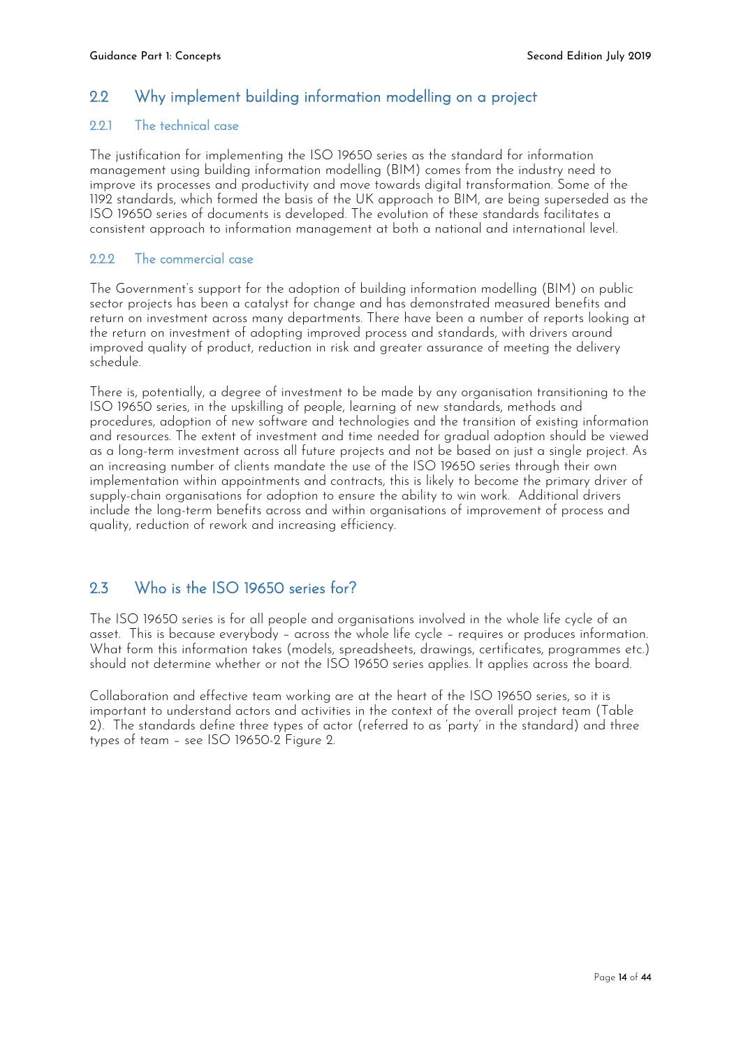## 2.2 Why implement building information modelling on a project

### 2.2.1 The technical case

The justification for implementing the ISO 19650 series as the standard for information management using building information modelling (BIM) comes from the industry need to improve its processes and productivity and move towards digital transformation. Some of the 1192 standards, which formed the basis of the UK approach to BIM, are being superseded as the ISO 19650 series of documents is developed. The evolution of these standards facilitates a consistent approach to information management at both a national and international level.

### 2.2.2 The commercial case

The Government's support for the adoption of building information modelling (BIM) on public sector projects has been a catalyst for change and has demonstrated measured benefits and return on investment across many departments. There have been a number of reports looking at the return on investment of adopting improved process and standards, with drivers around improved quality of product, reduction in risk and greater assurance of meeting the delivery schedule.

There is, potentially, a degree of investment to be made by any organisation transitioning to the ISO 19650 series, in the upskilling of people, learning of new standards, methods and procedures, adoption of new software and technologies and the transition of existing information and resources. The extent of investment and time needed for gradual adoption should be viewed as a long-term investment across all future projects and not be based on just a single project. As an increasing number of clients mandate the use of the ISO 19650 series through their own implementation within appointments and contracts, this is likely to become the primary driver of supply-chain organisations for adoption to ensure the ability to win work. Additional drivers include the long-term benefits across and within organisations of improvement of process and quality, reduction of rework and increasing efficiency.

## 2.3 Who is the ISO 19650 series for?

The ISO 19650 series is for all people and organisations involved in the whole life cycle of an asset. This is because everybody – across the whole life cycle – requires or produces information. What form this information takes (models, spreadsheets, drawings, certificates, programmes etc.) should not determine whether or not the ISO 19650 series applies. It applies across the board.

Collaboration and effective team working are at the heart of the ISO 19650 series, so it is important to understand actors and activities in the context of the overall project team (Table 2). The standards define three types of actor (referred to as 'party' in the standard) and three types of team – see ISO 19650-2 Figure 2.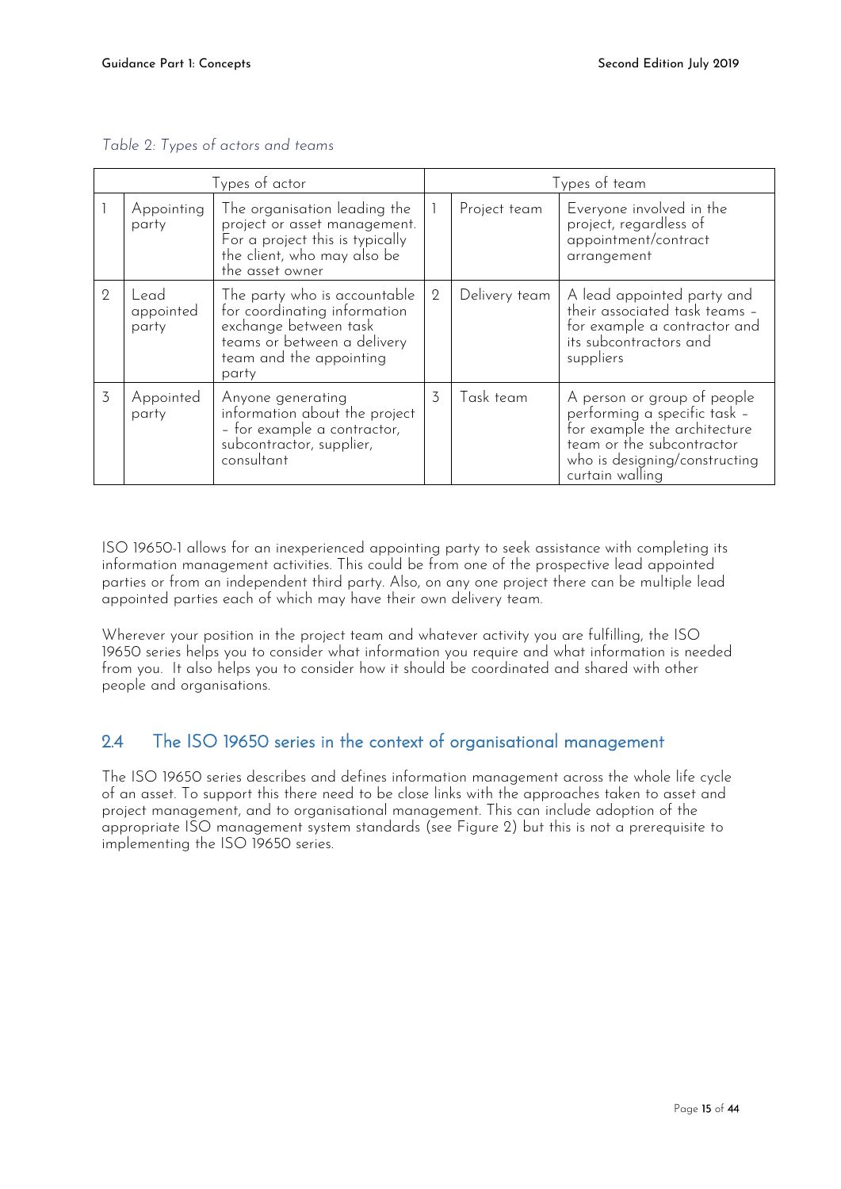*Table 2: Types of actors and teams*

| Types of actor | | | Types of team | | |
|---|---|---|---|---|---|
| 1 | Appointing party | The organisation leading the project or asset management. For a project this is typically the client, who may also be the asset owner | 1 | Project team | Everyone involved in the project, regardless of appointment/contract arrangement |
| 2 | Lead appointed party | The party who is accountable for coordinating information exchange between task teams or between a delivery team and the appointing party | 2 | Delivery team | A lead appointed party and their associated task teams – for example a contractor and its subcontractors and suppliers |
| 3 | Appointed party | Anyone generating information about the project – for example a contractor, subcontractor, supplier, consultant | 3 | Task team | A person or group of people performing a specific task – for example the architecture team or the subcontractor who is designing/constructing curtain walling |

ISO 19650-1 allows for an inexperienced appointing party to seek assistance with completing its information management activities. This could be from one of the prospective lead appointed parties or from an independent third party. Also, on any one project there can be multiple lead appointed parties each of which may have their own delivery team.

Wherever your position in the project team and whatever activity you are fulfilling, the ISO 19650 series helps you to consider what information you require and what information is needed from you. It also helps you to consider how it should be coordinated and shared with other people and organisations.

## 2.4 The ISO 19650 series in the context of organisational management

The ISO 19650 series describes and defines information management across the whole life cycle of an asset. To support this there need to be close links with the approaches taken to asset and project management, and to organisational management. This can include adoption of the appropriate ISO management system standards (see Figure 2) but this is not a prerequisite to implementing the ISO 19650 series.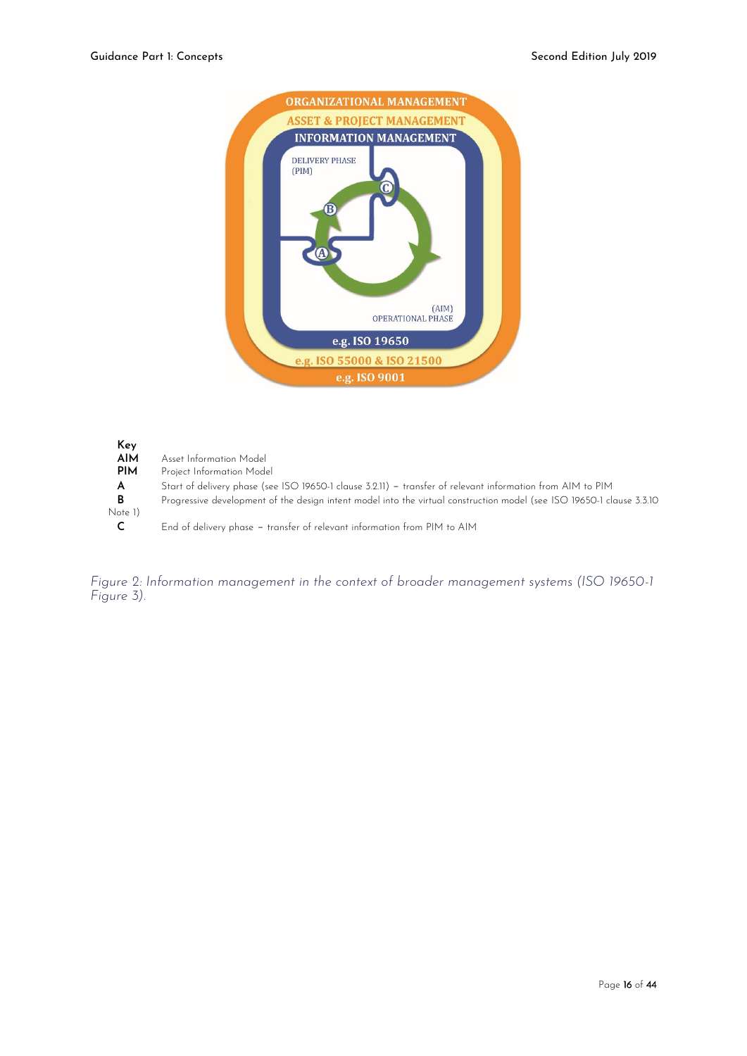ORGANIZATIONAL MANAGEMENT

ASSET & PROJECT MANAGEMENT

INFORMATION MANAGEMENT

DELIVERY PHASE (PIM)

(AIM) OPERATIONAL PHASE

e.g. ISO 19650

e.g. ISO 55000 & ISO 21500

e.g. ISO 9001

**Key**

| | |
|---|---|
| **AIM** | Asset Information Model |
| **PIM** | Project Information Model |
| **A** | Start of delivery phase (see ISO 19650-1 clause 3.2.11) – transfer of relevant information from AIM to PIM |
| **B** Note 1) | Progressive development of the design intent model into the virtual construction model (see ISO 19650-1 clause 3.3.10 |
| **C** | End of delivery phase – transfer of relevant information from PIM to AIM |

*Figure 2: Information management in the context of broader management systems (ISO 19650-1 Figure 3).*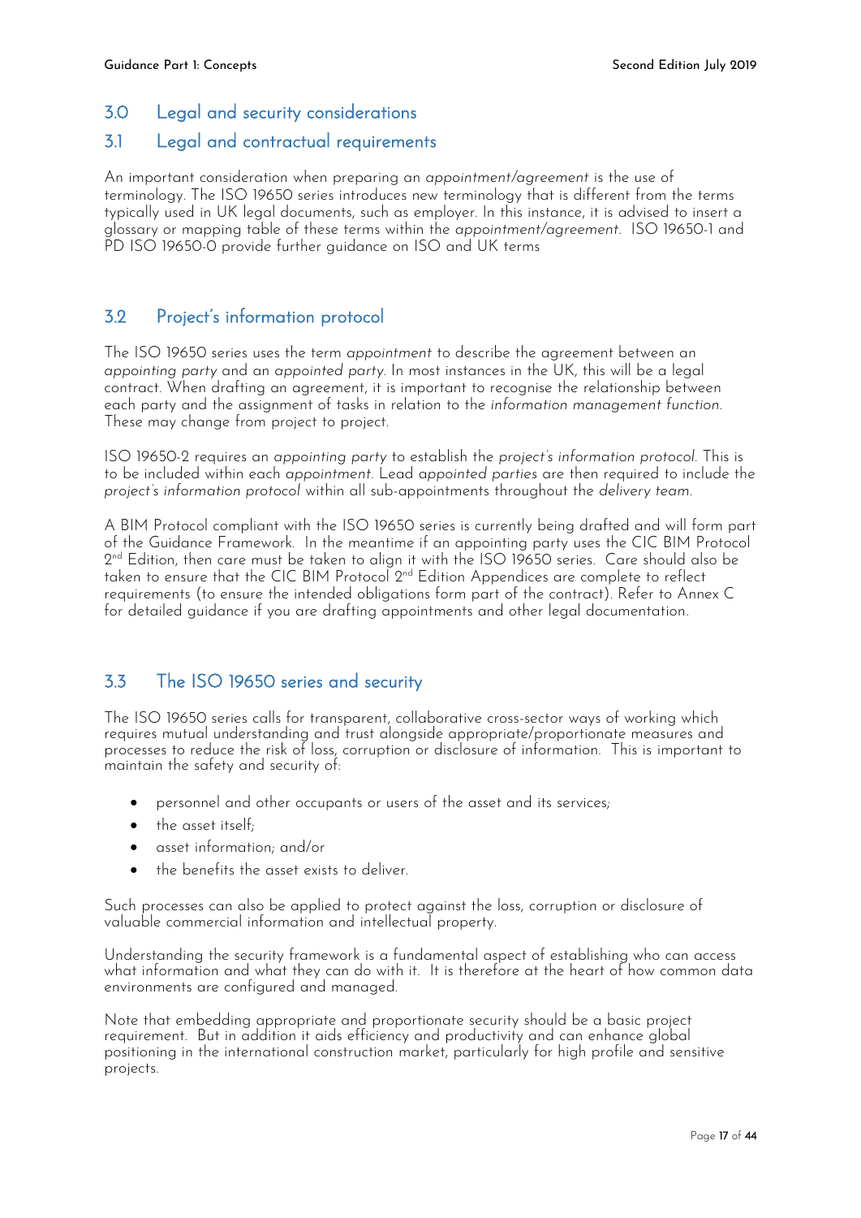## 3.0 Legal and security considerations

### 3.1 Legal and contractual requirements

An important consideration when preparing an *appointment/agreement* is the use of terminology. The ISO 19650 series introduces new terminology that is different from the terms typically used in UK legal documents, such as employer. In this instance, it is advised to insert a glossary or mapping table of these terms within the *appointment/agreement*. ISO 19650-1 and PD ISO 19650-0 provide further guidance on ISO and UK terms

### 3.2 Project's information protocol

The ISO 19650 series uses the term *appointment* to describe the agreement between an *appointing party* and an *appointed party*. In most instances in the UK, this will be a legal contract. When drafting an agreement, it is important to recognise the relationship between each party and the assignment of tasks in relation to the *information management function*. These may change from project to project.

ISO 19650-2 requires an *appointing party* to establish the *project's information protocol*. This is to be included within each *appointment*. Lead *appointed parties* are then required to include the *project's information protocol* within all sub-appointments throughout the *delivery team*.

A BIM Protocol compliant with the ISO 19650 series is currently being drafted and will form part of the Guidance Framework. In the meantime if an appointing party uses the CIC BIM Protocol 2nd Edition, then care must be taken to align it with the ISO 19650 series. Care should also be taken to ensure that the CIC BIM Protocol 2nd Edition Appendices are complete to reflect requirements (to ensure the intended obligations form part of the contract). Refer to Annex C for detailed guidance if you are drafting appointments and other legal documentation.

### 3.3 The ISO 19650 series and security

The ISO 19650 series calls for transparent, collaborative cross-sector ways of working which requires mutual understanding and trust alongside appropriate/proportionate measures and processes to reduce the risk of loss, corruption or disclosure of information. This is important to maintain the safety and security of:

- personnel and other occupants or users of the asset and its services;
- the asset itself;
- asset information; and/or
- the benefits the asset exists to deliver.

Such processes can also be applied to protect against the loss, corruption or disclosure of valuable commercial information and intellectual property.

Understanding the security framework is a fundamental aspect of establishing who can access what information and what they can do with it. It is therefore at the heart of how common data environments are configured and managed.

Note that embedding appropriate and proportionate security should be a basic project requirement. But in addition it aids efficiency and productivity and can enhance global positioning in the international construction market, particularly for high profile and sensitive projects.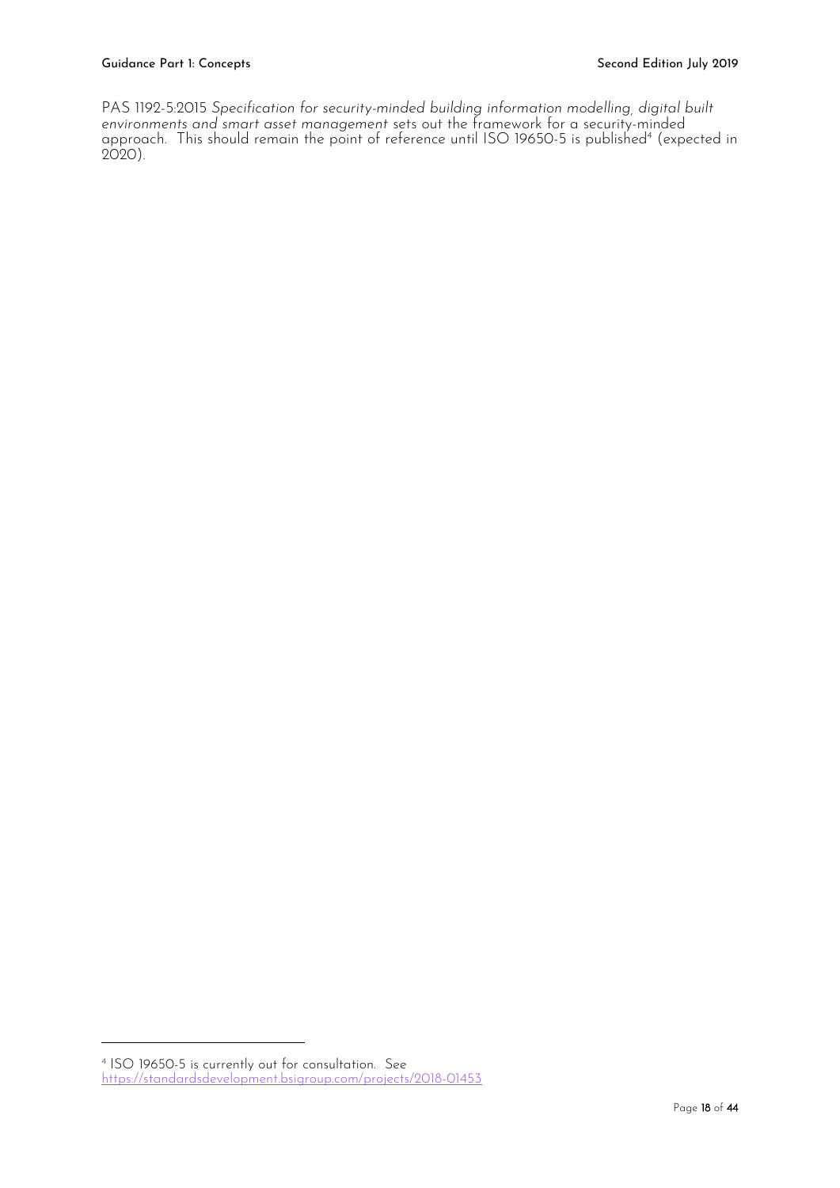PAS 1192-5:2015 *Specification for security-minded building information modelling, digital built environments and smart asset management* sets out the framework for a security-minded approach. This should remain the point of reference until ISO 19650-5 is published[4] (expected in 2020).

[4] ISO 19650-5 is currently out for consultation. See https://standardsdevelopment.bsigroup.com/projects/2018-01453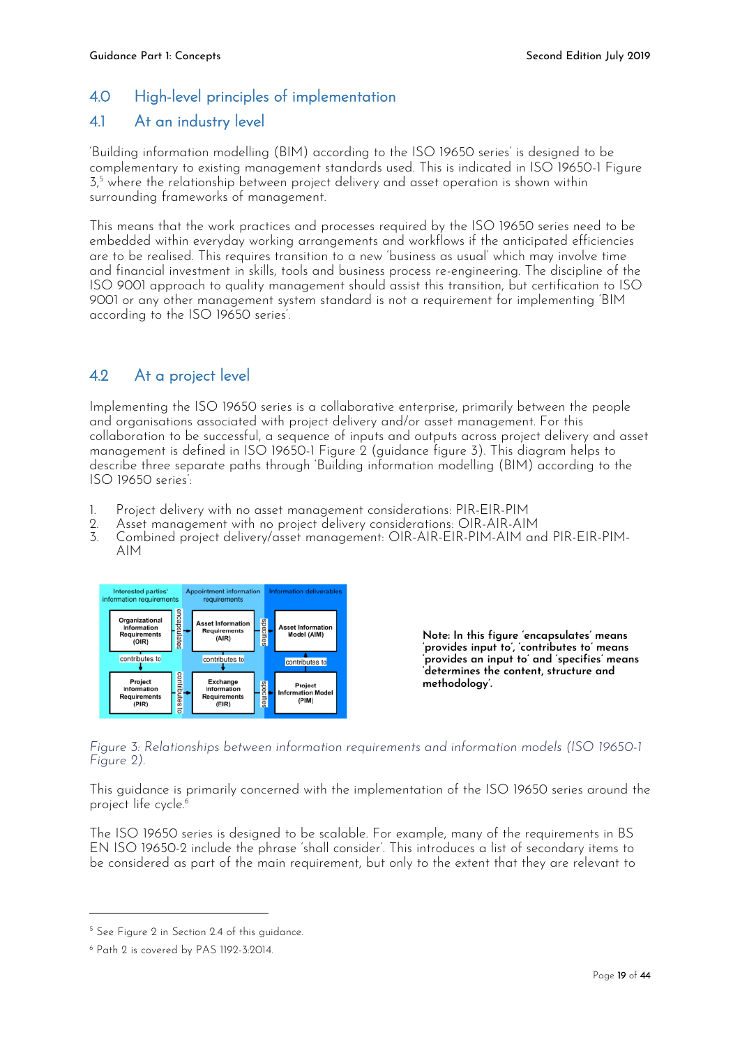## 4.0 High-level principles of implementation

### 4.1 At an industry level

'Building information modelling (BIM) according to the ISO 19650 series' is designed to be complementary to existing management standards used. This is indicated in ISO 19650-1 Figure 3,[5] where the relationship between project delivery and asset operation is shown within surrounding frameworks of management.

This means that the work practices and processes required by the ISO 19650 series need to be embedded within everyday working arrangements and workflows if the anticipated efficiencies are to be realised. This requires transition to a new 'business as usual' which may involve time and financial investment in skills, tools and business process re-engineering. The discipline of the ISO 9001 approach to quality management should assist this transition, but certification to ISO 9001 or any other management system standard is not a requirement for implementing 'BIM according to the ISO 19650 series'.

### 4.2 At a project level

Implementing the ISO 19650 series is a collaborative enterprise, primarily between the people and organisations associated with project delivery and/or asset management. For this collaboration to be successful, a sequence of inputs and outputs across project delivery and asset management is defined in ISO 19650-1 Figure 2 (guidance figure 3). This diagram helps to describe three separate paths through 'Building information modelling (BIM) according to the ISO 19650 series':

1. Project delivery with no asset management considerations: PIR-EIR-PIM
2. Asset management with no project delivery considerations: OIR-AIR-AIM
3. Combined project delivery/asset management: OIR-AIR-EIR-PIM-AIM and PIR-EIR-PIM-AIM

| Interested parties' information requirements | Appointment information requirements | Information deliverables |
|---|---|---|
| Organizational Information Requirements (OIR) — encapsulates → | Asset Information Requirements (AIR) — specifies → | Asset Information Model (AIM) |
| ↓ contributes to | ↓ contributes to | ↑ contributes to |
| Project Information Requirements (PIR) — contributes to → | Exchange Information Requirements (EIR) — specifies → | Project Information Model (PIM) |

**Note: In this figure 'encapsulates' means 'provides input to', 'contributes to' means 'provides an input to' and 'specifies' means 'determines the content, structure and methodology'.**

*Figure 3: Relationships between information requirements and information models (ISO 19650-1 Figure 2).*

This guidance is primarily concerned with the implementation of the ISO 19650 series around the project life cycle.[6]

The ISO 19650 series is designed to be scalable. For example, many of the requirements in BS EN ISO 19650-2 include the phrase 'shall consider'. This introduces a list of secondary items to be considered as part of the main requirement, but only to the extent that they are relevant to

---

[5] See Figure 2 in Section 2.4 of this guidance.

[6] Path 2 is covered by PAS 1192-3:2014.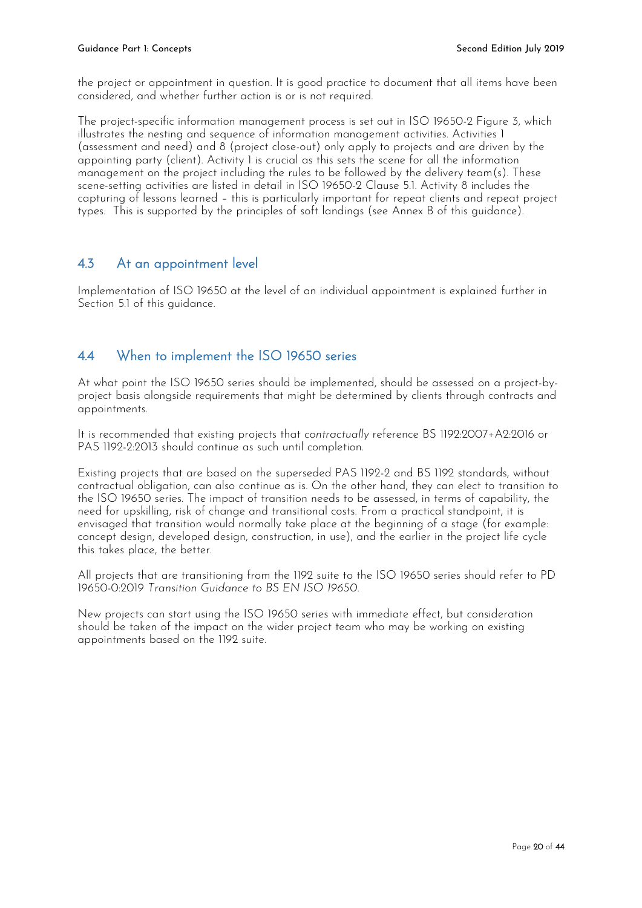the project or appointment in question. It is good practice to document that all items have been considered, and whether further action is or is not required.

The project-specific information management process is set out in ISO 19650-2 Figure 3, which illustrates the nesting and sequence of information management activities. Activities 1 (assessment and need) and 8 (project close-out) only apply to projects and are driven by the appointing party (client). Activity 1 is crucial as this sets the scene for all the information management on the project including the rules to be followed by the delivery team(s). These scene-setting activities are listed in detail in ISO 19650-2 Clause 5.1. Activity 8 includes the capturing of lessons learned – this is particularly important for repeat clients and repeat project types. This is supported by the principles of soft landings (see Annex B of this guidance).

## 4.3 At an appointment level

Implementation of ISO 19650 at the level of an individual appointment is explained further in Section 5.1 of this guidance.

## 4.4 When to implement the ISO 19650 series

At what point the ISO 19650 series should be implemented, should be assessed on a project-by-project basis alongside requirements that might be determined by clients through contracts and appointments.

It is recommended that existing projects that *contractually* reference BS 1192:2007+A2:2016 or PAS 1192-2:2013 should continue as such until completion.

Existing projects that are based on the superseded PAS 1192-2 and BS 1192 standards, without contractual obligation, can also continue as is. On the other hand, they can elect to transition to the ISO 19650 series. The impact of transition needs to be assessed, in terms of capability, the need for upskilling, risk of change and transitional costs. From a practical standpoint, it is envisaged that transition would normally take place at the beginning of a stage (for example: concept design, developed design, construction, in use), and the earlier in the project life cycle this takes place, the better.

All projects that are transitioning from the 1192 suite to the ISO 19650 series should refer to PD 19650-0:2019 *Transition Guidance to BS EN ISO 19650*.

New projects can start using the ISO 19650 series with immediate effect, but consideration should be taken of the impact on the wider project team who may be working on existing appointments based on the 1192 suite.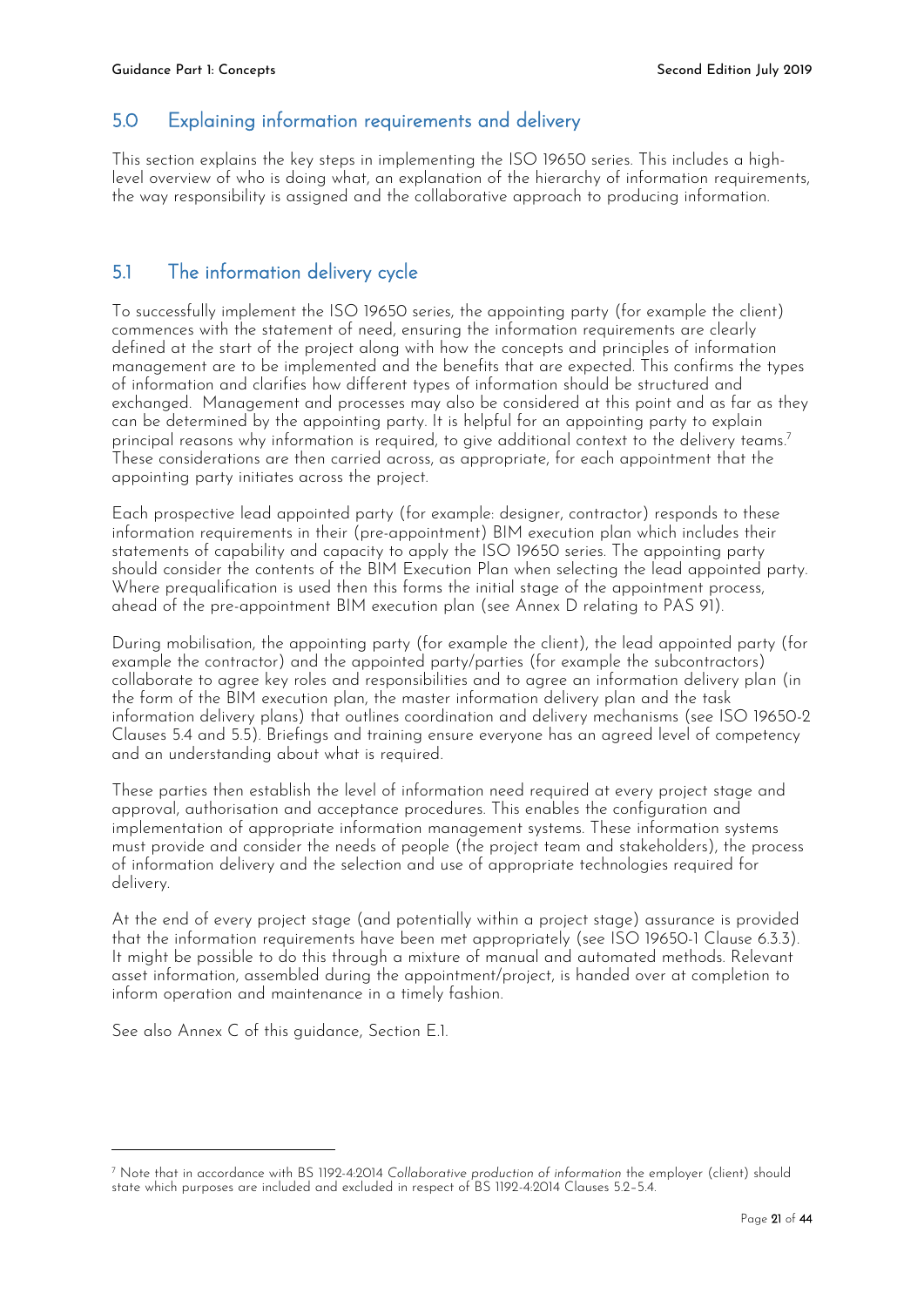## 5.0 Explaining information requirements and delivery

This section explains the key steps in implementing the ISO 19650 series. This includes a high-level overview of who is doing what, an explanation of the hierarchy of information requirements, the way responsibility is assigned and the collaborative approach to producing information.

## 5.1 The information delivery cycle

To successfully implement the ISO 19650 series, the appointing party (for example the client) commences with the statement of need, ensuring the information requirements are clearly defined at the start of the project along with how the concepts and principles of information management are to be implemented and the benefits that are expected. This confirms the types of information and clarifies how different types of information should be structured and exchanged. Management and processes may also be considered at this point and as far as they can be determined by the appointing party. It is helpful for an appointing party to explain principal reasons why information is required, to give additional context to the delivery teams.[7] These considerations are then carried across, as appropriate, for each appointment that the appointing party initiates across the project.

Each prospective lead appointed party (for example: designer, contractor) responds to these information requirements in their (pre-appointment) BIM execution plan which includes their statements of capability and capacity to apply the ISO 19650 series. The appointing party should consider the contents of the BIM Execution Plan when selecting the lead appointed party. Where prequalification is used then this forms the initial stage of the appointment process, ahead of the pre-appointment BIM execution plan (see Annex D relating to PAS 91).

During mobilisation, the appointing party (for example the client), the lead appointed party (for example the contractor) and the appointed party/parties (for example the subcontractors) collaborate to agree key roles and responsibilities and to agree an information delivery plan (in the form of the BIM execution plan, the master information delivery plan and the task information delivery plans) that outlines coordination and delivery mechanisms (see ISO 19650-2 Clauses 5.4 and 5.5). Briefings and training ensure everyone has an agreed level of competency and an understanding about what is required.

These parties then establish the level of information need required at every project stage and approval, authorisation and acceptance procedures. This enables the configuration and implementation of appropriate information management systems. These information systems must provide and consider the needs of people (the project team and stakeholders), the process of information delivery and the selection and use of appropriate technologies required for delivery.

At the end of every project stage (and potentially within a project stage) assurance is provided that the information requirements have been met appropriately (see ISO 19650-1 Clause 6.3.3). It might be possible to do this through a mixture of manual and automated methods. Relevant asset information, assembled during the appointment/project, is handed over at completion to inform operation and maintenance in a timely fashion.

See also Annex C of this guidance, Section E.1.

---

[7] Note that in accordance with BS 1192-4:2014 *Collaborative production of information* the employer (client) should state which purposes are included and excluded in respect of BS 1192-4:2014 Clauses 5.2–5.4.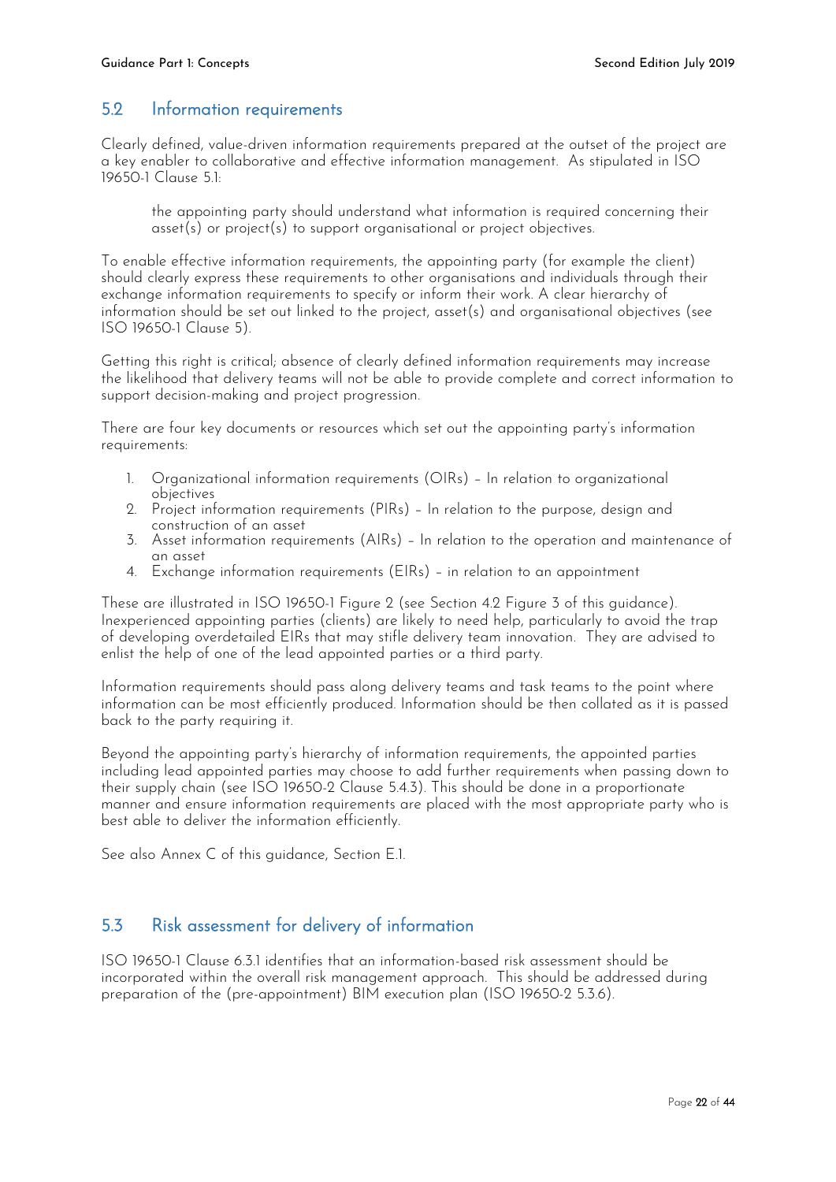## 5.2 Information requirements

Clearly defined, value-driven information requirements prepared at the outset of the project are a key enabler to collaborative and effective information management. As stipulated in ISO 19650-1 Clause 5.1:

> the appointing party should understand what information is required concerning their asset(s) or project(s) to support organisational or project objectives.

To enable effective information requirements, the appointing party (for example the client) should clearly express these requirements to other organisations and individuals through their exchange information requirements to specify or inform their work. A clear hierarchy of information should be set out linked to the project, asset(s) and organisational objectives (see ISO 19650-1 Clause 5).

Getting this right is critical; absence of clearly defined information requirements may increase the likelihood that delivery teams will not be able to provide complete and correct information to support decision-making and project progression.

There are four key documents or resources which set out the appointing party's information requirements:

1. Organizational information requirements (OIRs) – In relation to organizational objectives
2. Project information requirements (PIRs) – In relation to the purpose, design and construction of an asset
3. Asset information requirements (AIRs) – In relation to the operation and maintenance of an asset
4. Exchange information requirements (EIRs) – in relation to an appointment

These are illustrated in ISO 19650-1 Figure 2 (see Section 4.2 Figure 3 of this guidance). Inexperienced appointing parties (clients) are likely to need help, particularly to avoid the trap of developing overdetailed EIRs that may stifle delivery team innovation. They are advised to enlist the help of one of the lead appointed parties or a third party.

Information requirements should pass along delivery teams and task teams to the point where information can be most efficiently produced. Information should be then collated as it is passed back to the party requiring it.

Beyond the appointing party's hierarchy of information requirements, the appointed parties including lead appointed parties may choose to add further requirements when passing down to their supply chain (see ISO 19650-2 Clause 5.4.3). This should be done in a proportionate manner and ensure information requirements are placed with the most appropriate party who is best able to deliver the information efficiently.

See also Annex C of this guidance, Section E.1.

## 5.3 Risk assessment for delivery of information

ISO 19650-1 Clause 6.3.1 identifies that an information-based risk assessment should be incorporated within the overall risk management approach. This should be addressed during preparation of the (pre-appointment) BIM execution plan (ISO 19650-2 5.3.6).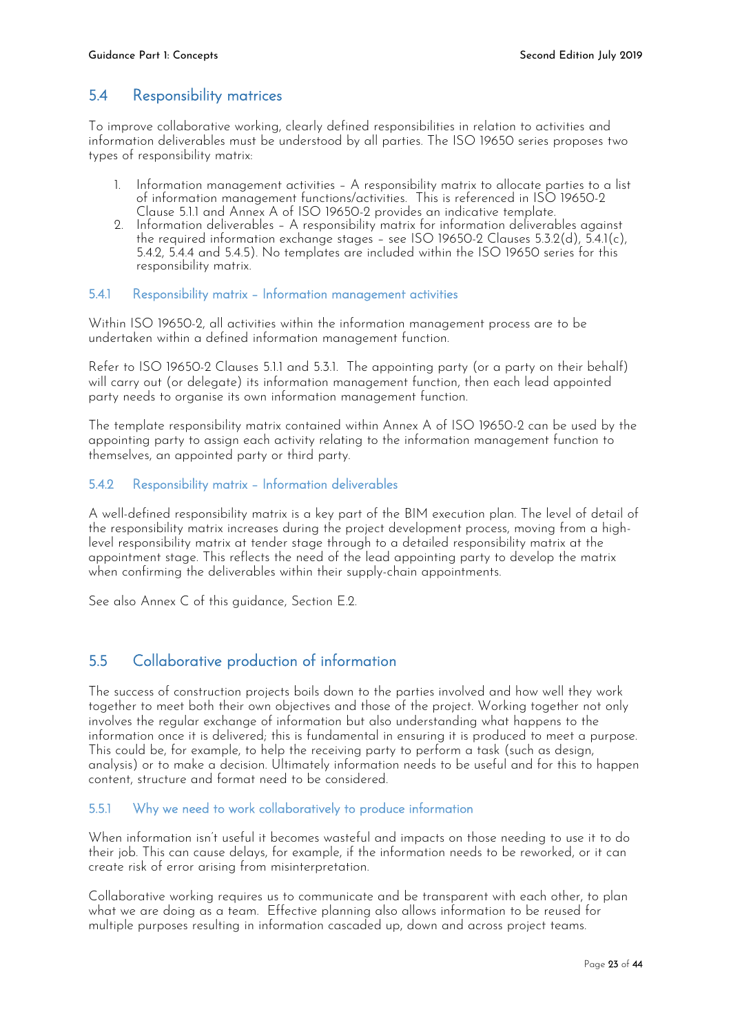## 5.4 Responsibility matrices

To improve collaborative working, clearly defined responsibilities in relation to activities and information deliverables must be understood by all parties. The ISO 19650 series proposes two types of responsibility matrix:

1. Information management activities – A responsibility matrix to allocate parties to a list of information management functions/activities. This is referenced in ISO 19650-2 Clause 5.1.1 and Annex A of ISO 19650-2 provides an indicative template.
2. Information deliverables – A responsibility matrix for information deliverables against the required information exchange stages – see ISO 19650-2 Clauses 5.3.2(d), 5.4.1(c), 5.4.2, 5.4.4 and 5.4.5). No templates are included within the ISO 19650 series for this responsibility matrix.

### 5.4.1 Responsibility matrix – Information management activities

Within ISO 19650-2, all activities within the information management process are to be undertaken within a defined information management function.

Refer to ISO 19650-2 Clauses 5.1.1 and 5.3.1. The appointing party (or a party on their behalf) will carry out (or delegate) its information management function, then each lead appointed party needs to organise its own information management function.

The template responsibility matrix contained within Annex A of ISO 19650-2 can be used by the appointing party to assign each activity relating to the information management function to themselves, an appointed party or third party.

### 5.4.2 Responsibility matrix – Information deliverables

A well-defined responsibility matrix is a key part of the BIM execution plan. The level of detail of the responsibility matrix increases during the project development process, moving from a high-level responsibility matrix at tender stage through to a detailed responsibility matrix at the appointment stage. This reflects the need of the lead appointing party to develop the matrix when confirming the deliverables within their supply-chain appointments.

See also Annex C of this guidance, Section E.2.

## 5.5 Collaborative production of information

The success of construction projects boils down to the parties involved and how well they work together to meet both their own objectives and those of the project. Working together not only involves the regular exchange of information but also understanding what happens to the information once it is delivered; this is fundamental in ensuring it is produced to meet a purpose. This could be, for example, to help the receiving party to perform a task (such as design, analysis) or to make a decision. Ultimately information needs to be useful and for this to happen content, structure and format need to be considered.

### 5.5.1 Why we need to work collaboratively to produce information

When information isn't useful it becomes wasteful and impacts on those needing to use it to do their job. This can cause delays, for example, if the information needs to be reworked, or it can create risk of error arising from misinterpretation.

Collaborative working requires us to communicate and be transparent with each other, to plan what we are doing as a team. Effective planning also allows information to be reused for multiple purposes resulting in information cascaded up, down and across project teams.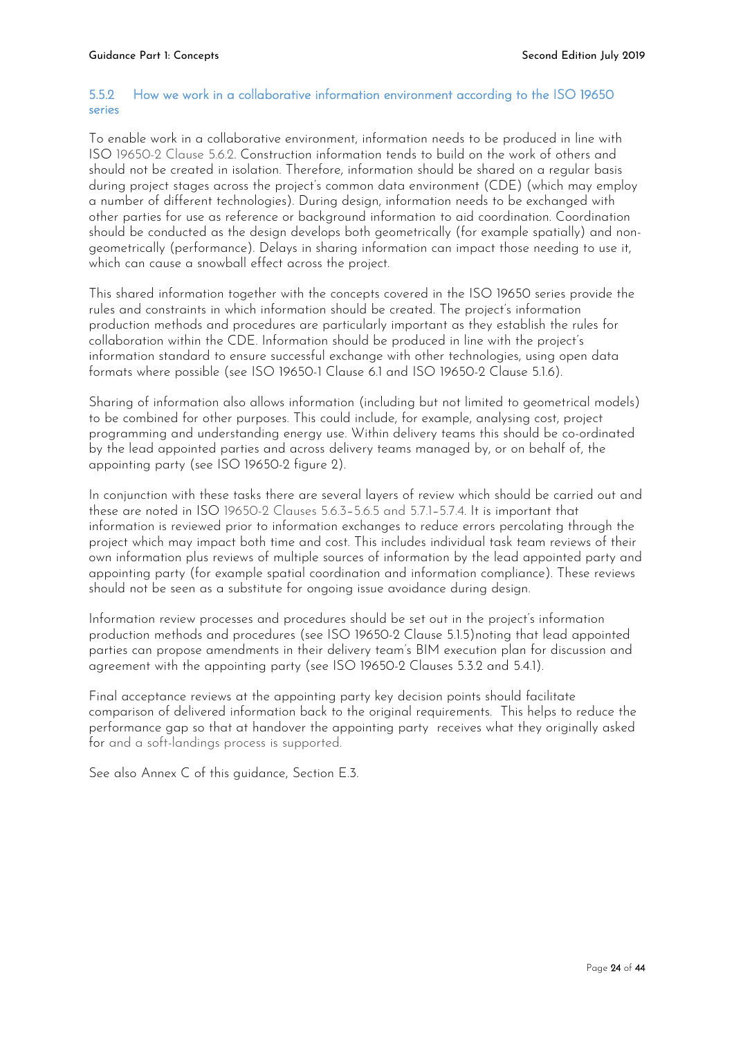### 5.5.2 How we work in a collaborative information environment according to the ISO 19650 series

To enable work in a collaborative environment, information needs to be produced in line with ISO 19650-2 Clause 5.6.2. Construction information tends to build on the work of others and should not be created in isolation. Therefore, information should be shared on a regular basis during project stages across the project's common data environment (CDE) (which may employ a number of different technologies). During design, information needs to be exchanged with other parties for use as reference or background information to aid coordination. Coordination should be conducted as the design develops both geometrically (for example spatially) and non-geometrically (performance). Delays in sharing information can impact those needing to use it, which can cause a snowball effect across the project.

This shared information together with the concepts covered in the ISO 19650 series provide the rules and constraints in which information should be created. The project's information production methods and procedures are particularly important as they establish the rules for collaboration within the CDE. Information should be produced in line with the project's information standard to ensure successful exchange with other technologies, using open data formats where possible (see ISO 19650-1 Clause 6.1 and ISO 19650-2 Clause 5.1.6).

Sharing of information also allows information (including but not limited to geometrical models) to be combined for other purposes. This could include, for example, analysing cost, project programming and understanding energy use. Within delivery teams this should be co-ordinated by the lead appointed parties and across delivery teams managed by, or on behalf of, the appointing party (see ISO 19650-2 figure 2).

In conjunction with these tasks there are several layers of review which should be carried out and these are noted in ISO 19650-2 Clauses 5.6.3–5.6.5 and 5.7.1–5.7.4. It is important that information is reviewed prior to information exchanges to reduce errors percolating through the project which may impact both time and cost. This includes individual task team reviews of their own information plus reviews of multiple sources of information by the lead appointed party and appointing party (for example spatial coordination and information compliance). These reviews should not be seen as a substitute for ongoing issue avoidance during design.

Information review processes and procedures should be set out in the project's information production methods and procedures (see ISO 19650-2 Clause 5.1.5)noting that lead appointed parties can propose amendments in their delivery team's BIM execution plan for discussion and agreement with the appointing party (see ISO 19650-2 Clauses 5.3.2 and 5.4.1).

Final acceptance reviews at the appointing party key decision points should facilitate comparison of delivered information back to the original requirements. This helps to reduce the performance gap so that at handover the appointing party receives what they originally asked for and a soft-landings process is supported.

See also Annex C of this guidance, Section E.3.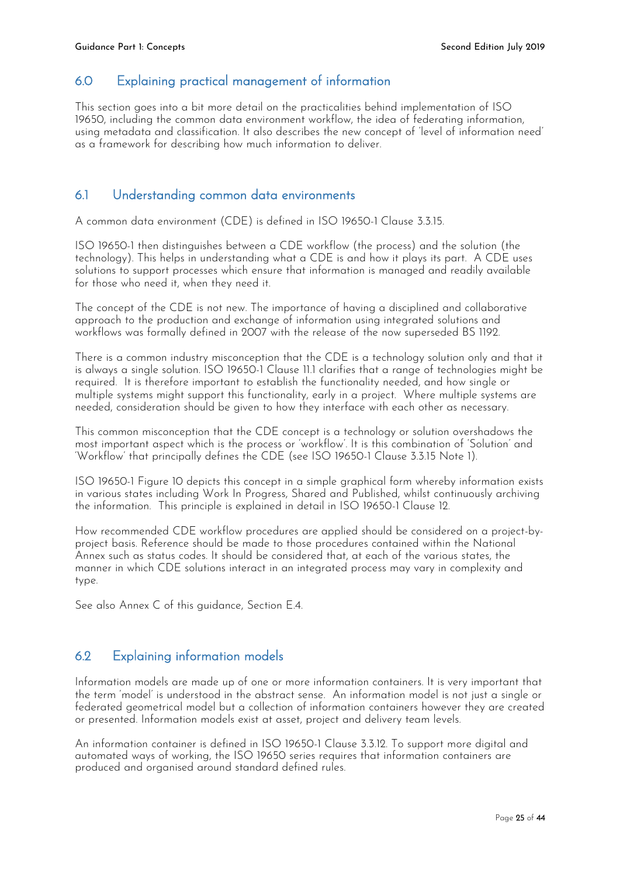## 6.0 Explaining practical management of information

This section goes into a bit more detail on the practicalities behind implementation of ISO 19650, including the common data environment workflow, the idea of federating information, using metadata and classification. It also describes the new concept of 'level of information need' as a framework for describing how much information to deliver.

## 6.1 Understanding common data environments

A common data environment (CDE) is defined in ISO 19650-1 Clause 3.3.15.

ISO 19650-1 then distinguishes between a CDE workflow (the process) and the solution (the technology). This helps in understanding what a CDE is and how it plays its part. A CDE uses solutions to support processes which ensure that information is managed and readily available for those who need it, when they need it.

The concept of the CDE is not new. The importance of having a disciplined and collaborative approach to the production and exchange of information using integrated solutions and workflows was formally defined in 2007 with the release of the now superseded BS 1192.

There is a common industry misconception that the CDE is a technology solution only and that it is always a single solution. ISO 19650-1 Clause 11.1 clarifies that a range of technologies might be required. It is therefore important to establish the functionality needed, and how single or multiple systems might support this functionality, early in a project. Where multiple systems are needed, consideration should be given to how they interface with each other as necessary.

This common misconception that the CDE concept is a technology or solution overshadows the most important aspect which is the process or 'workflow'. It is this combination of 'Solution' and 'Workflow' that principally defines the CDE (see ISO 19650-1 Clause 3.3.15 Note 1).

ISO 19650-1 Figure 10 depicts this concept in a simple graphical form whereby information exists in various states including Work In Progress, Shared and Published, whilst continuously archiving the information. This principle is explained in detail in ISO 19650-1 Clause 12.

How recommended CDE workflow procedures are applied should be considered on a project-by-project basis. Reference should be made to those procedures contained within the National Annex such as status codes. It should be considered that, at each of the various states, the manner in which CDE solutions interact in an integrated process may vary in complexity and type.

See also Annex C of this guidance, Section E.4.

## 6.2 Explaining information models

Information models are made up of one or more information containers. It is very important that the term 'model' is understood in the abstract sense. An information model is not just a single or federated geometrical model but a collection of information containers however they are created or presented. Information models exist at asset, project and delivery team levels.

An information container is defined in ISO 19650-1 Clause 3.3.12. To support more digital and automated ways of working, the ISO 19650 series requires that information containers are produced and organised around standard defined rules.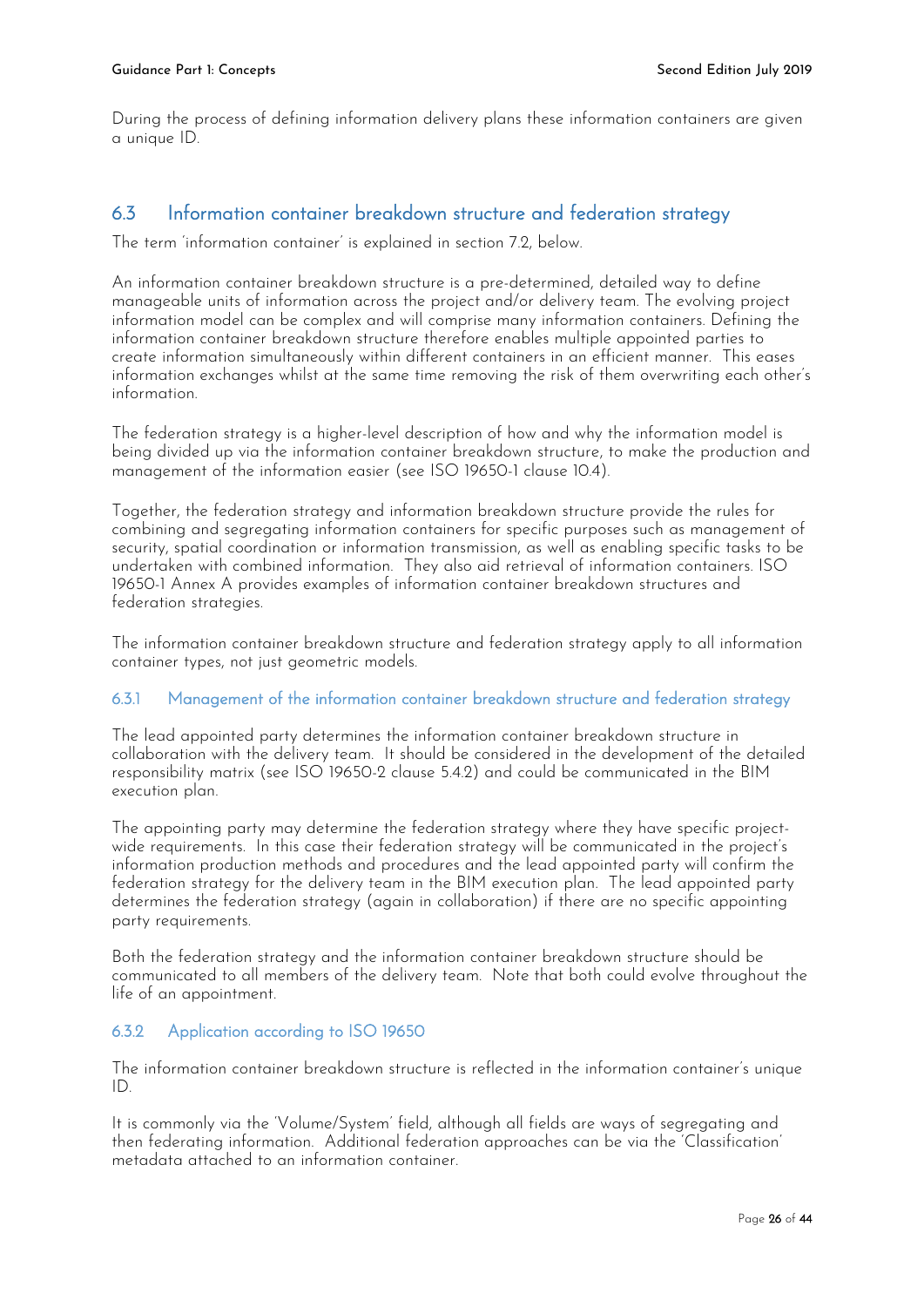During the process of defining information delivery plans these information containers are given a unique ID.

## 6.3 Information container breakdown structure and federation strategy

The term 'information container' is explained in section 7.2, below.

An information container breakdown structure is a pre-determined, detailed way to define manageable units of information across the project and/or delivery team. The evolving project information model can be complex and will comprise many information containers. Defining the information container breakdown structure therefore enables multiple appointed parties to create information simultaneously within different containers in an efficient manner. This eases information exchanges whilst at the same time removing the risk of them overwriting each other's information.

The federation strategy is a higher-level description of how and why the information model is being divided up via the information container breakdown structure, to make the production and management of the information easier (see ISO 19650-1 clause 10.4).

Together, the federation strategy and information breakdown structure provide the rules for combining and segregating information containers for specific purposes such as management of security, spatial coordination or information transmission, as well as enabling specific tasks to be undertaken with combined information. They also aid retrieval of information containers. ISO 19650-1 Annex A provides examples of information container breakdown structures and federation strategies.

The information container breakdown structure and federation strategy apply to all information container types, not just geometric models.

### 6.3.1 Management of the information container breakdown structure and federation strategy

The lead appointed party determines the information container breakdown structure in collaboration with the delivery team. It should be considered in the development of the detailed responsibility matrix (see ISO 19650-2 clause 5.4.2) and could be communicated in the BIM execution plan.

The appointing party may determine the federation strategy where they have specific project-wide requirements. In this case their federation strategy will be communicated in the project's information production methods and procedures and the lead appointed party will confirm the federation strategy for the delivery team in the BIM execution plan. The lead appointed party determines the federation strategy (again in collaboration) if there are no specific appointing party requirements.

Both the federation strategy and the information container breakdown structure should be communicated to all members of the delivery team. Note that both could evolve throughout the life of an appointment.

### 6.3.2 Application according to ISO 19650

The information container breakdown structure is reflected in the information container's unique ID.

It is commonly via the 'Volume/System' field, although all fields are ways of segregating and then federating information. Additional federation approaches can be via the 'Classification' metadata attached to an information container.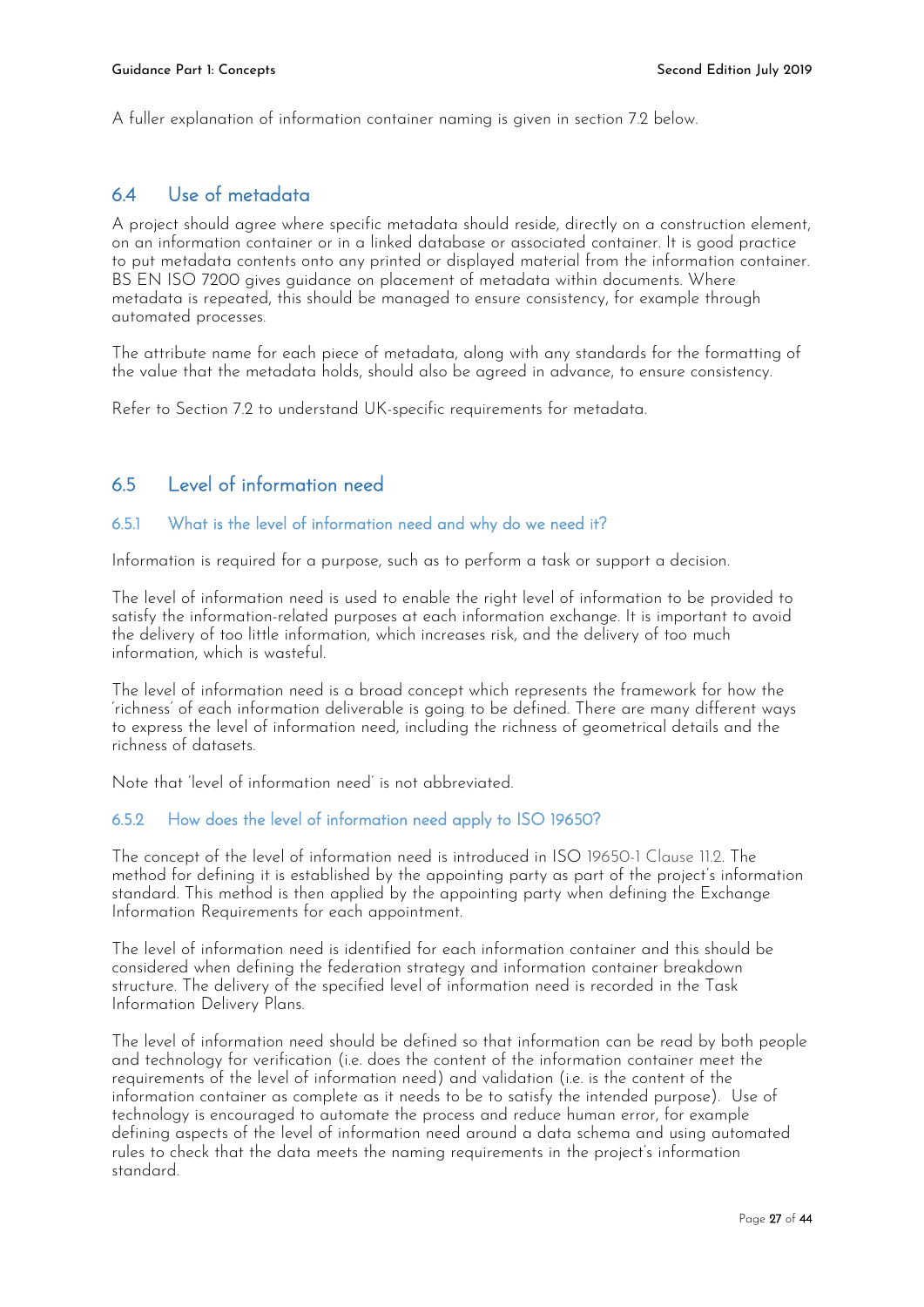A fuller explanation of information container naming is given in section 7.2 below.

## 6.4 Use of metadata

A project should agree where specific metadata should reside, directly on a construction element, on an information container or in a linked database or associated container. It is good practice to put metadata contents onto any printed or displayed material from the information container. BS EN ISO 7200 gives guidance on placement of metadata within documents. Where metadata is repeated, this should be managed to ensure consistency, for example through automated processes.

The attribute name for each piece of metadata, along with any standards for the formatting of the value that the metadata holds, should also be agreed in advance, to ensure consistency.

Refer to Section 7.2 to understand UK-specific requirements for metadata.

## 6.5 Level of information need

### 6.5.1 What is the level of information need and why do we need it?

Information is required for a purpose, such as to perform a task or support a decision.

The level of information need is used to enable the right level of information to be provided to satisfy the information-related purposes at each information exchange. It is important to avoid the delivery of too little information, which increases risk, and the delivery of too much information, which is wasteful.

The level of information need is a broad concept which represents the framework for how the 'richness' of each information deliverable is going to be defined. There are many different ways to express the level of information need, including the richness of geometrical details and the richness of datasets.

Note that 'level of information need' is not abbreviated.

### 6.5.2 How does the level of information need apply to ISO 19650?

The concept of the level of information need is introduced in ISO 19650-1 Clause 11.2. The method for defining it is established by the appointing party as part of the project's information standard. This method is then applied by the appointing party when defining the Exchange Information Requirements for each appointment.

The level of information need is identified for each information container and this should be considered when defining the federation strategy and information container breakdown structure. The delivery of the specified level of information need is recorded in the Task Information Delivery Plans.

The level of information need should be defined so that information can be read by both people and technology for verification (i.e. does the content of the information container meet the requirements of the level of information need) and validation (i.e. is the content of the information container as complete as it needs to be to satisfy the intended purpose). Use of technology is encouraged to automate the process and reduce human error, for example defining aspects of the level of information need around a data schema and using automated rules to check that the data meets the naming requirements in the project's information standard.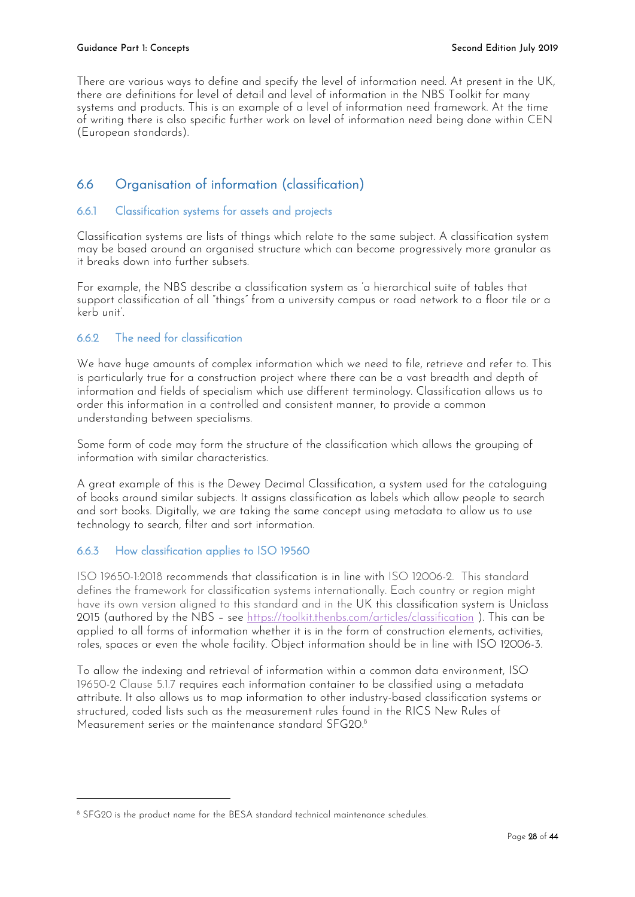There are various ways to define and specify the level of information need. At present in the UK, there are definitions for level of detail and level of information in the NBS Toolkit for many systems and products. This is an example of a level of information need framework. At the time of writing there is also specific further work on level of information need being done within CEN (European standards).

## 6.6 Organisation of information (classification)

### 6.6.1 Classification systems for assets and projects

Classification systems are lists of things which relate to the same subject. A classification system may be based around an organised structure which can become progressively more granular as it breaks down into further subsets.

For example, the NBS describe a classification system as 'a hierarchical suite of tables that support classification of all "things" from a university campus or road network to a floor tile or a kerb unit'.

### 6.6.2 The need for classification

We have huge amounts of complex information which we need to file, retrieve and refer to. This is particularly true for a construction project where there can be a vast breadth and depth of information and fields of specialism which use different terminology. Classification allows us to order this information in a controlled and consistent manner, to provide a common understanding between specialisms.

Some form of code may form the structure of the classification which allows the grouping of information with similar characteristics.

A great example of this is the Dewey Decimal Classification, a system used for the cataloguing of books around similar subjects. It assigns classification as labels which allow people to search and sort books. Digitally, we are taking the same concept using metadata to allow us to use technology to search, filter and sort information.

### 6.6.3 How classification applies to ISO 19560

ISO 19650-1:2018 recommends that classification is in line with ISO 12006-2. This standard defines the framework for classification systems internationally. Each country or region might have its own version aligned to this standard and in the UK this classification system is Uniclass 2015 (authored by the NBS – see https://toolkit.thenbs.com/articles/classification ). This can be applied to all forms of information whether it is in the form of construction elements, activities, roles, spaces or even the whole facility. Object information should be in line with ISO 12006-3.

To allow the indexing and retrieval of information within a common data environment, ISO 19650-2 Clause 5.1.7 requires each information container to be classified using a metadata attribute. It also allows us to map information to other industry-based classification systems or structured, coded lists such as the measurement rules found in the RICS New Rules of Measurement series or the maintenance standard SFG20.[8]

---

[8] SFG20 is the product name for the BESA standard technical maintenance schedules.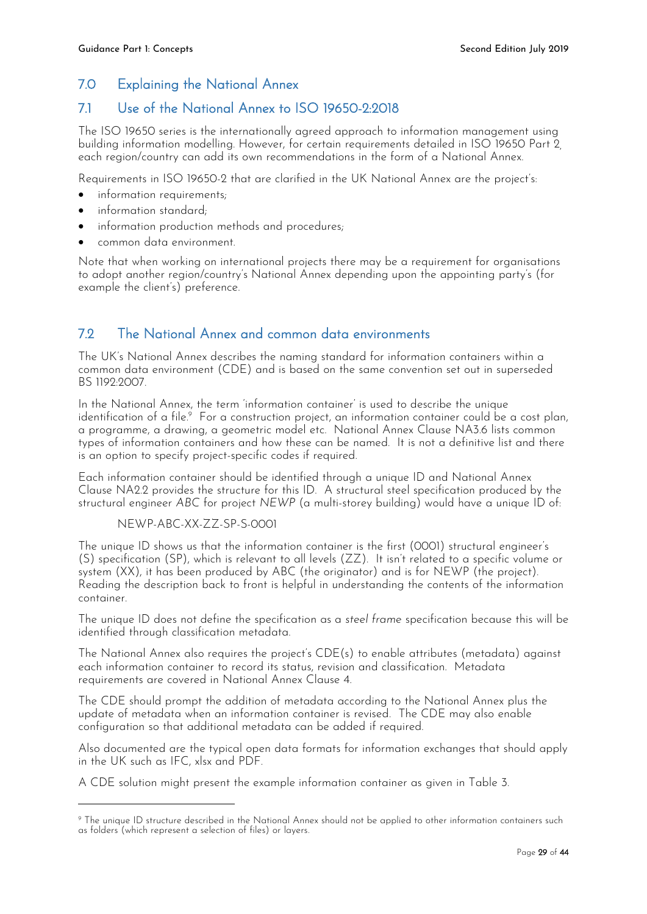## 7.0 Explaining the National Annex

## 7.1 Use of the National Annex to ISO 19650-2:2018

The ISO 19650 series is the internationally agreed approach to information management using building information modelling. However, for certain requirements detailed in ISO 19650 Part 2, each region/country can add its own recommendations in the form of a National Annex.

Requirements in ISO 19650-2 that are clarified in the UK National Annex are the project's:

- information requirements;
- information standard;
- information production methods and procedures;
- common data environment.

Note that when working on international projects there may be a requirement for organisations to adopt another region/country's National Annex depending upon the appointing party's (for example the client's) preference.

## 7.2 The National Annex and common data environments

The UK's National Annex describes the naming standard for information containers within a common data environment (CDE) and is based on the same convention set out in superseded BS 1192:2007.

In the National Annex, the term 'information container' is used to describe the unique identification of a file.[9] For a construction project, an information container could be a cost plan, a programme, a drawing, a geometric model etc. National Annex Clause NA3.6 lists common types of information containers and how these can be named. It is not a definitive list and there is an option to specify project-specific codes if required.

Each information container should be identified through a unique ID and National Annex Clause NA2.2 provides the structure for this ID. A structural steel specification produced by the structural engineer *ABC* for project *NEWP* (a multi-storey building) would have a unique ID of:

NEWP-ABC-XX-ZZ-SP-S-0001

The unique ID shows us that the information container is the first (0001) structural engineer's (S) specification (SP), which is relevant to all levels (ZZ). It isn't related to a specific volume or system (XX), it has been produced by ABC (the originator) and is for NEWP (the project). Reading the description back to front is helpful in understanding the contents of the information container.

The unique ID does not define the specification as a *steel frame* specification because this will be identified through classification metadata.

The National Annex also requires the project's CDE(s) to enable attributes (metadata) against each information container to record its status, revision and classification. Metadata requirements are covered in National Annex Clause 4.

The CDE should prompt the addition of metadata according to the National Annex plus the update of metadata when an information container is revised. The CDE may also enable configuration so that additional metadata can be added if required.

Also documented are the typical open data formats for information exchanges that should apply in the UK such as IFC, xlsx and PDF.

A CDE solution might present the example information container as given in Table 3.

---

[9] The unique ID structure described in the National Annex should not be applied to other information containers such as folders (which represent a selection of files) or layers.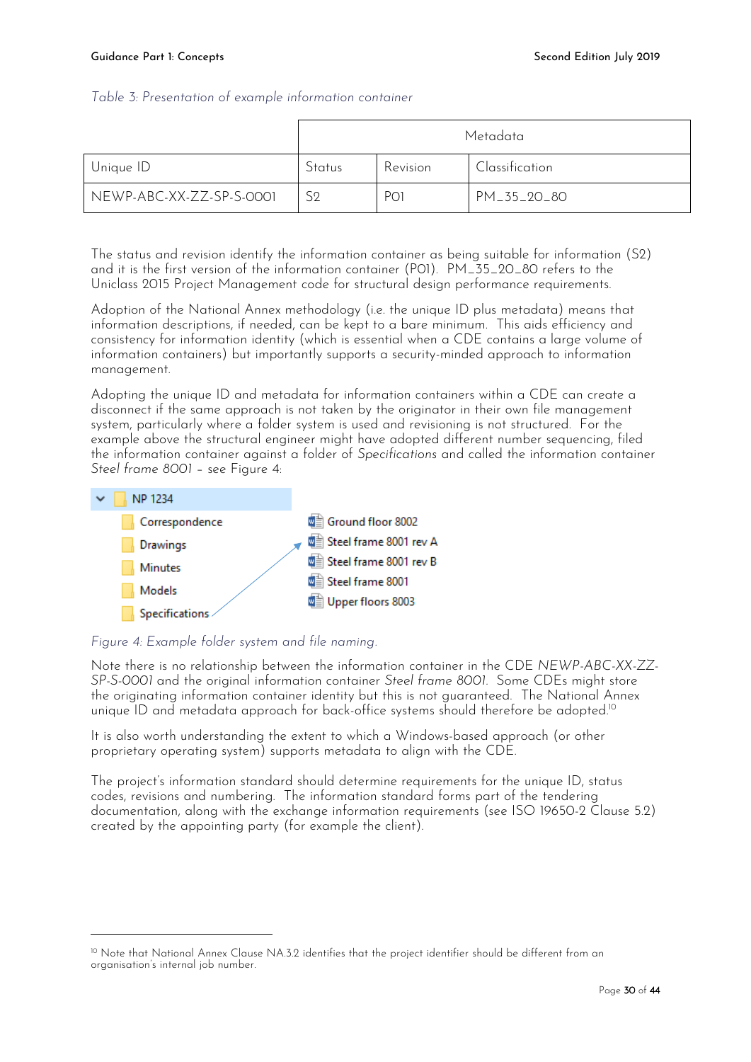*Table 3: Presentation of example information container*

| | Metadata | | |
|---|---|---|---|
| Unique ID | Status | Revision | Classification |
| NEWP-ABC-XX-ZZ-SP-S-0001 | S2 | P01 | PM_35_20_80 |

The status and revision identify the information container as being suitable for information (S2) and it is the first version of the information container (P01). PM_35_20_80 refers to the Uniclass 2015 Project Management code for structural design performance requirements.

Adoption of the National Annex methodology (i.e. the unique ID plus metadata) means that information descriptions, if needed, can be kept to a bare minimum. This aids efficiency and consistency for information identity (which is essential when a CDE contains a large volume of information containers) but importantly supports a security-minded approach to information management.

Adopting the unique ID and metadata for information containers within a CDE can create a disconnect if the same approach is not taken by the originator in their own file management system, particularly where a folder system is used and revisioning is not structured. For the example above the structural engineer might have adopted different number sequencing, filed the information container against a folder of *Specifications* and called the information container *Steel frame 8001* – see Figure 4:

NP 1234
- Correspondence
- Drawings
- Minutes
- Models
- Specifications

Files:
- Ground floor 8002
- Steel frame 8001 rev A
- Steel frame 8001 rev B
- Steel frame 8001
- Upper floors 8003

*Figure 4: Example folder system and file naming.*

Note there is no relationship between the information container in the CDE *NEWP-ABC-XX-ZZ-SP-S-0001* and the original information container *Steel frame 8001*. Some CDEs might store the originating information container identity but this is not guaranteed. The National Annex unique ID and metadata approach for back-office systems should therefore be adopted.[10]

It is also worth understanding the extent to which a Windows-based approach (or other proprietary operating system) supports metadata to align with the CDE.

The project's information standard should determine requirements for the unique ID, status codes, revisions and numbering. The information standard forms part of the tendering documentation, along with the exchange information requirements (see ISO 19650-2 Clause 5.2) created by the appointing party (for example the client).

---

[10] Note that National Annex Clause NA.3.2 identifies that the project identifier should be different from an organisation's internal job number.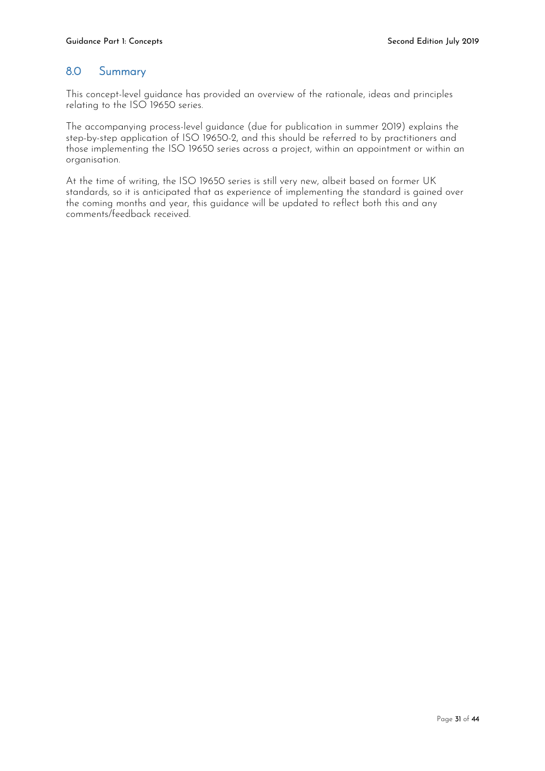## 8.0 Summary

This concept-level guidance has provided an overview of the rationale, ideas and principles relating to the ISO 19650 series.

The accompanying process-level guidance (due for publication in summer 2019) explains the step-by-step application of ISO 19650-2, and this should be referred to by practitioners and those implementing the ISO 19650 series across a project, within an appointment or within an organisation.

At the time of writing, the ISO 19650 series is still very new, albeit based on former UK standards, so it is anticipated that as experience of implementing the standard is gained over the coming months and year, this guidance will be updated to reflect both this and any comments/feedback received.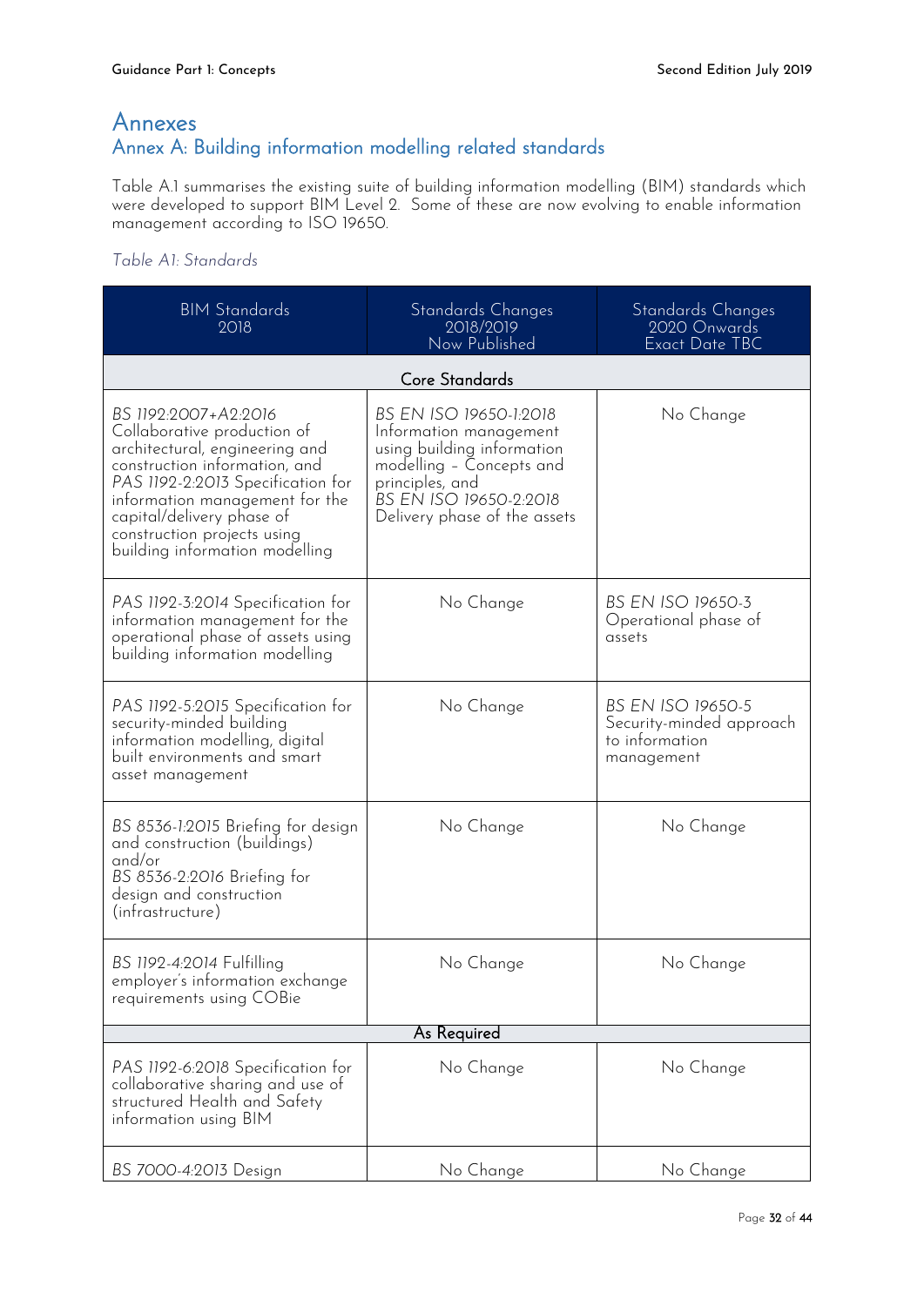# Annexes

## Annex A: Building information modelling related standards

Table A.1 summarises the existing suite of building information modelling (BIM) standards which were developed to support BIM Level 2. Some of these are now evolving to enable information management according to ISO 19650.

*Table A1: Standards*

| BIM Standards 2018 | Standards Changes 2018/2019 Now Published | Standards Changes 2020 Onwards Exact Date TBC |
|---|---|---|
| **Core Standards** | | |
| *BS 1192:2007+A2:2016* Collaborative production of architectural, engineering and construction information, and *PAS 1192-2:2013* Specification for information management for the capital/delivery phase of construction projects using building information modelling | *BS EN ISO 19650-1:2018* Information management using building information modelling – Concepts and principles, and *BS EN ISO 19650-2:2018* Delivery phase of the assets | No Change |
| *PAS 1192-3:2014* Specification for information management for the operational phase of assets using building information modelling | No Change | *BS EN ISO 19650-3* Operational phase of assets |
| *PAS 1192-5:2015* Specification for security-minded building information modelling, digital built environments and smart asset management | No Change | *BS EN ISO 19650-5* Security-minded approach to information management |
| *BS 8536-1:2015* Briefing for design and construction (buildings) and/or *BS 8536-2:2016* Briefing for design and construction (infrastructure) | No Change | No Change |
| *BS 1192-4:2014* Fulfilling employer's information exchange requirements using COBie | No Change | No Change |
| **As Required** | | |
| *PAS 1192-6:2018* Specification for collaborative sharing and use of structured Health and Safety information using BIM | No Change | No Change |
| *BS 7000-4:2013* Design | No Change | No Change |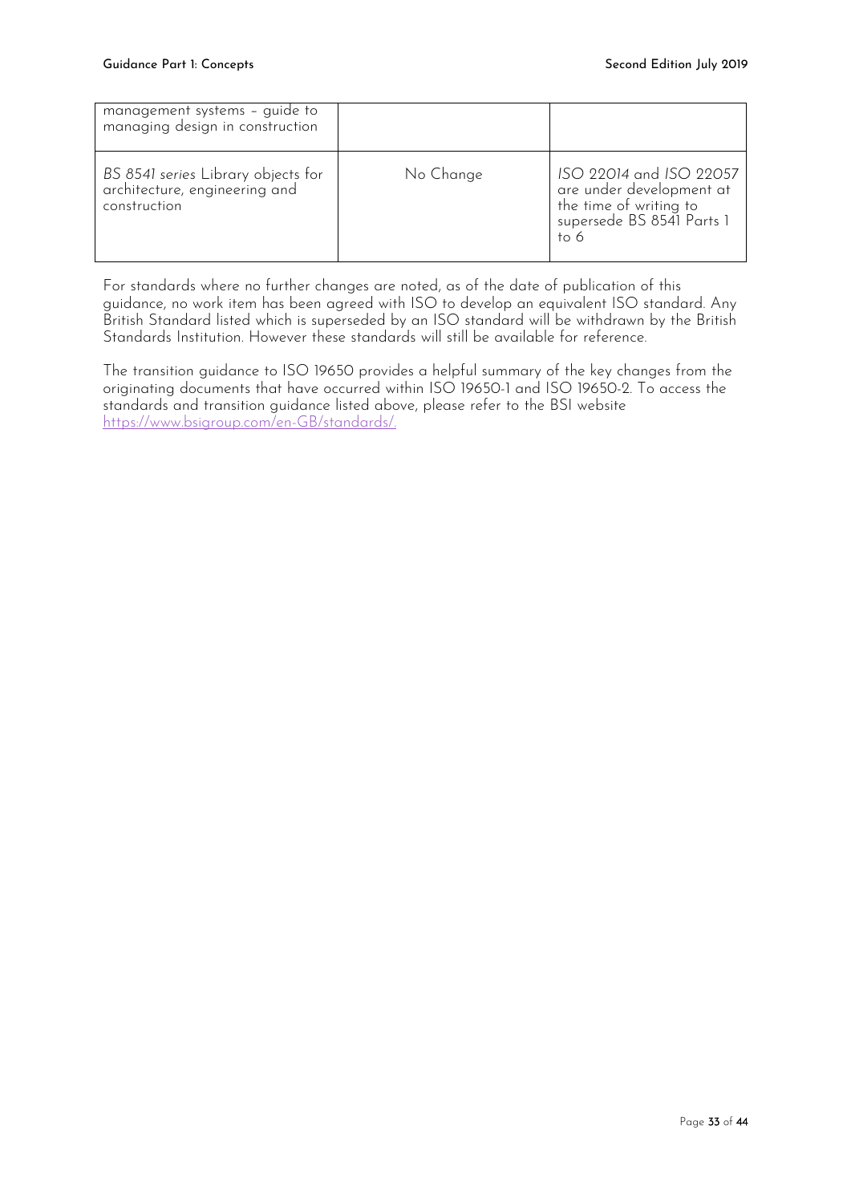| | | |
|---|---|---|
| management systems – guide to managing design in construction | | |
| *BS 8541 series* Library objects for architecture, engineering and construction | No Change | *ISO 22014* and *ISO 22057* are under development at the time of writing to supersede BS 8541 Parts 1 to 6 |

For standards where no further changes are noted, as of the date of publication of this guidance, no work item has been agreed with ISO to develop an equivalent ISO standard. Any British Standard listed which is superseded by an ISO standard will be withdrawn by the British Standards Institution. However these standards will still be available for reference.

The transition guidance to ISO 19650 provides a helpful summary of the key changes from the originating documents that have occurred within ISO 19650-1 and ISO 19650-2. To access the standards and transition guidance listed above, please refer to the BSI website https://www.bsigroup.com/en-GB/standards/.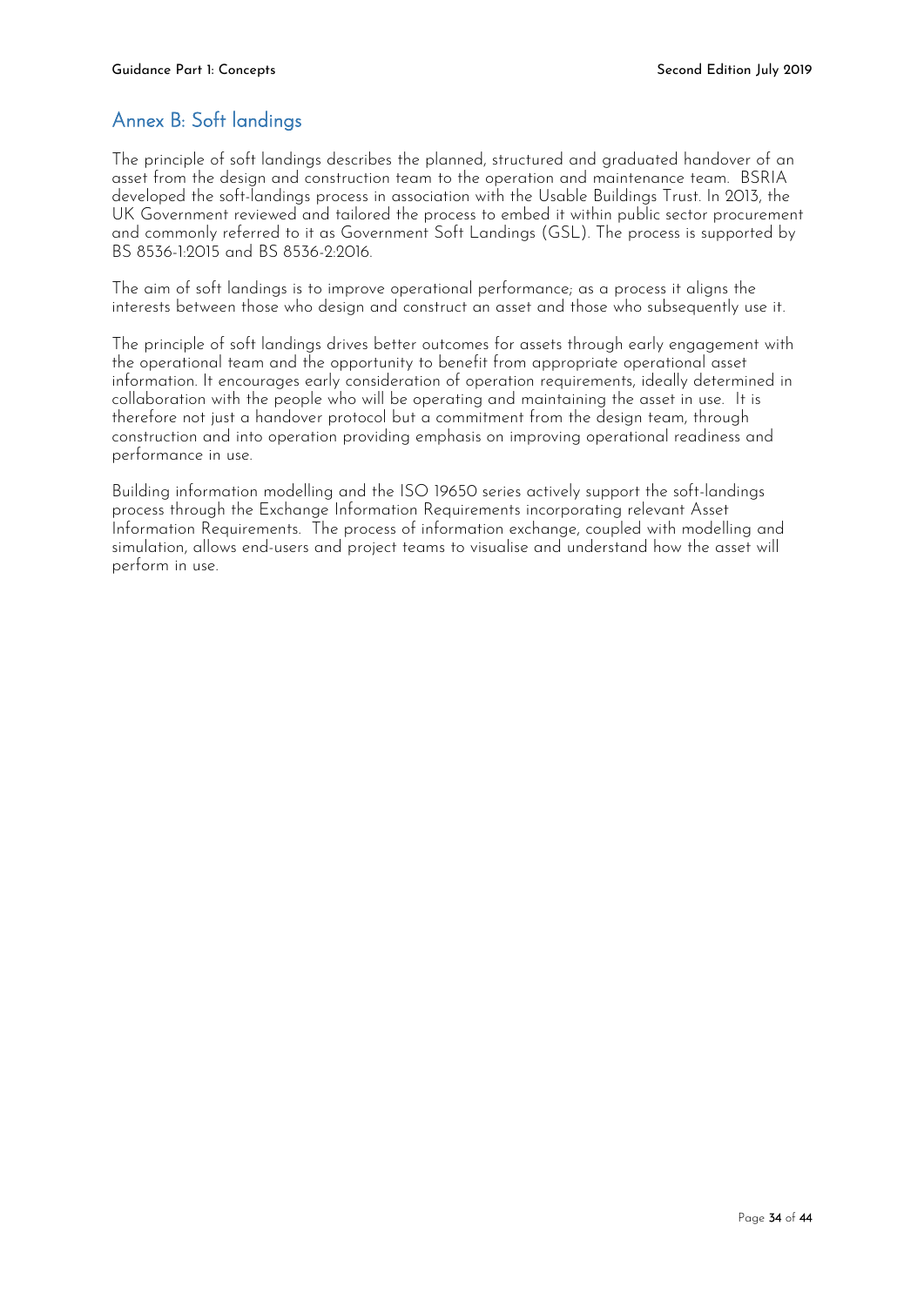## Annex B: Soft landings

The principle of soft landings describes the planned, structured and graduated handover of an asset from the design and construction team to the operation and maintenance team. BSRIA developed the soft-landings process in association with the Usable Buildings Trust. In 2013, the UK Government reviewed and tailored the process to embed it within public sector procurement and commonly referred to it as Government Soft Landings (GSL). The process is supported by BS 8536-1:2015 and BS 8536-2:2016.

The aim of soft landings is to improve operational performance; as a process it aligns the interests between those who design and construct an asset and those who subsequently use it.

The principle of soft landings drives better outcomes for assets through early engagement with the operational team and the opportunity to benefit from appropriate operational asset information. It encourages early consideration of operation requirements, ideally determined in collaboration with the people who will be operating and maintaining the asset in use. It is therefore not just a handover protocol but a commitment from the design team, through construction and into operation providing emphasis on improving operational readiness and performance in use.

Building information modelling and the ISO 19650 series actively support the soft-landings process through the Exchange Information Requirements incorporating relevant Asset Information Requirements. The process of information exchange, coupled with modelling and simulation, allows end-users and project teams to visualise and understand how the asset will perform in use.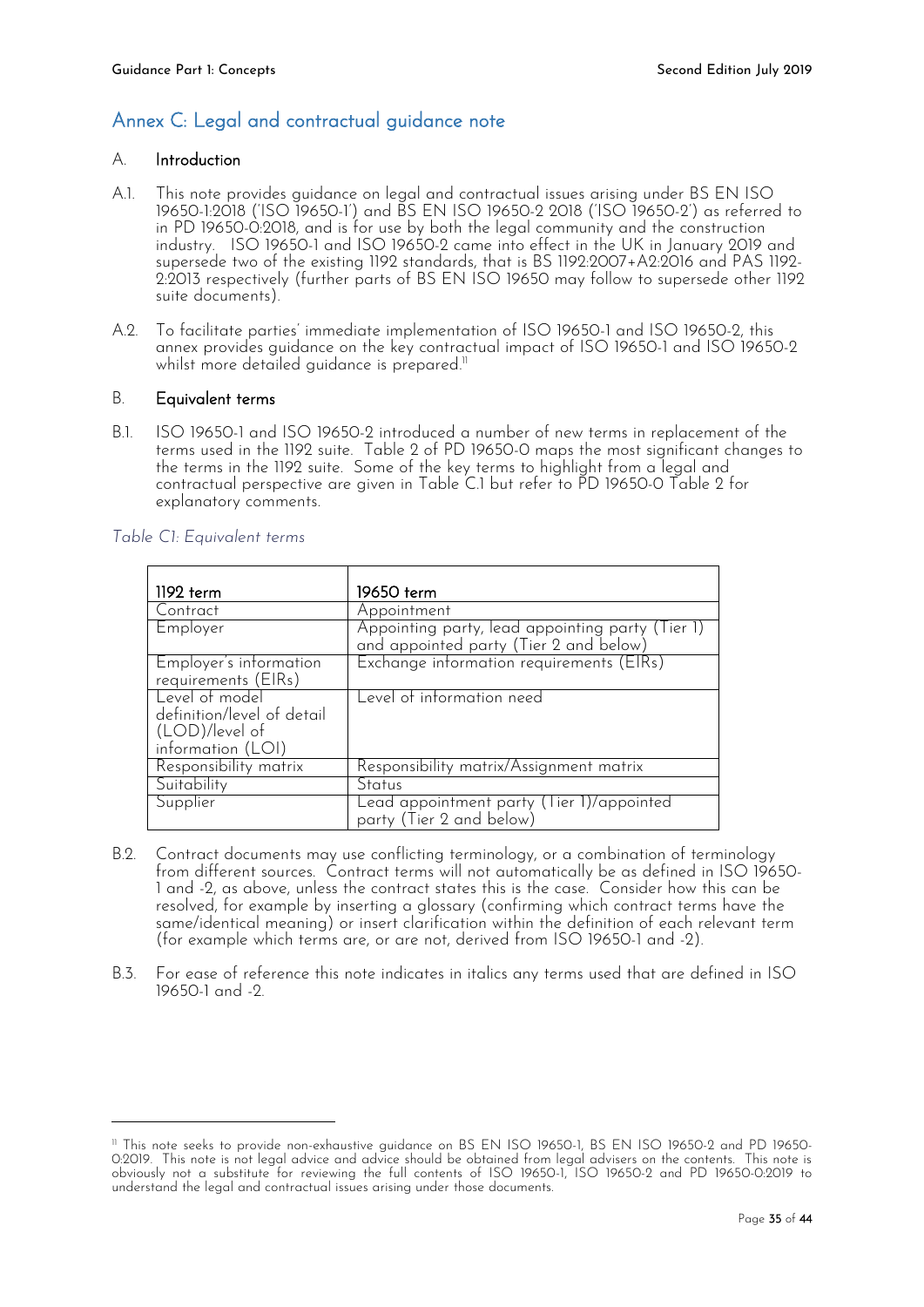## Annex C: Legal and contractual guidance note

### A. Introduction

A.1. This note provides guidance on legal and contractual issues arising under BS EN ISO 19650-1:2018 ('ISO 19650-1') and BS EN ISO 19650-2 2018 ('ISO 19650-2') as referred to in PD 19650-0:2018, and is for use by both the legal community and the construction industry. ISO 19650-1 and ISO 19650-2 came into effect in the UK in January 2019 and supersede two of the existing 1192 standards, that is BS 1192:2007+A2:2016 and PAS 1192-2:2013 respectively (further parts of BS EN ISO 19650 may follow to supersede other 1192 suite documents).

A.2. To facilitate parties' immediate implementation of ISO 19650-1 and ISO 19650-2, this annex provides guidance on the key contractual impact of ISO 19650-1 and ISO 19650-2 whilst more detailed guidance is prepared.[11]

### B. Equivalent terms

B.1. ISO 19650-1 and ISO 19650-2 introduced a number of new terms in replacement of the terms used in the 1192 suite. Table 2 of PD 19650-0 maps the most significant changes to the terms in the 1192 suite. Some of the key terms to highlight from a legal and contractual perspective are given in Table C.1 but refer to PD 19650-0 Table 2 for explanatory comments.

*Table C1: Equivalent terms*

| 1192 term | 19650 term |
|---|---|
| Contract | Appointment |
| Employer | Appointing party, lead appointing party (Tier 1) and appointed party (Tier 2 and below) |
| Employer's information requirements (EIRs) | Exchange information requirements (EIRs) |
| Level of model definition/level of detail (LOD)/level of information (LOI) | Level of information need |
| Responsibility matrix | Responsibility matrix/Assignment matrix |
| Suitability | Status |
| Supplier | Lead appointment party (Tier 1)/appointed party (Tier 2 and below) |

B.2. Contract documents may use conflicting terminology, or a combination of terminology from different sources. Contract terms will not automatically be as defined in ISO 19650-1 and -2, as above, unless the contract states this is the case. Consider how this can be resolved, for example by inserting a glossary (confirming which contract terms have the same/identical meaning) or insert clarification within the definition of each relevant term (for example which terms are, or are not, derived from ISO 19650-1 and -2).

B.3. For ease of reference this note indicates in italics any terms used that are defined in ISO 19650-1 and -2.

---

[11] This note seeks to provide non-exhaustive guidance on BS EN ISO 19650-1, BS EN ISO 19650-2 and PD 19650-0:2019. This note is not legal advice and advice should be obtained from legal advisers on the contents. This note is obviously not a substitute for reviewing the full contents of ISO 19650-1, ISO 19650-2 and PD 19650-0:2019 to understand the legal and contractual issues arising under those documents.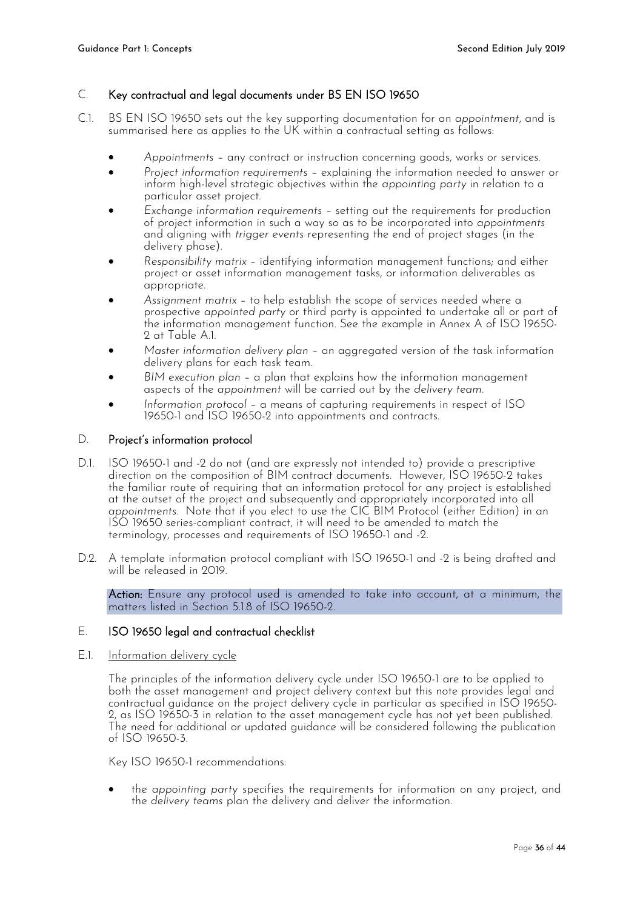## C. Key contractual and legal documents under BS EN ISO 19650

C.1. BS EN ISO 19650 sets out the key supporting documentation for an *appointment*, and is summarised here as applies to the UK within a contractual setting as follows:

- *Appointments* – any contract or instruction concerning goods, works or services.
- *Project information requirements* – explaining the information needed to answer or inform high-level strategic objectives within the *appointing party* in relation to a particular asset project.
- *Exchange information requirements* – setting out the requirements for production of project information in such a way so as to be incorporated into *appointments* and aligning with *trigger events* representing the end of project stages (in the delivery phase).
- *Responsibility matrix* – identifying information management functions; and either project or asset information management tasks, or information deliverables as appropriate.
- *Assignment matrix* – to help establish the scope of services needed where a prospective *appointed party* or third party is appointed to undertake all or part of the information management function. See the example in Annex A of ISO 19650-2 at Table A.1.
- *Master information delivery plan* – an aggregated version of the task information delivery plans for each task team.
- *BIM execution plan* – a plan that explains how the information management aspects of the *appointment* will be carried out by the *delivery team*.
- *Information protocol* – a means of capturing requirements in respect of ISO 19650-1 and ISO 19650-2 into appointments and contracts.

## D. Project's information protocol

D.1. ISO 19650-1 and -2 do not (and are expressly not intended to) provide a prescriptive direction on the composition of BIM contract documents. However, ISO 19650-2 takes the familiar route of requiring that an information protocol for any project is established at the outset of the project and subsequently and appropriately incorporated into all *appointments*. Note that if you elect to use the CIC BIM Protocol (either Edition) in an ISO 19650 series-compliant contract, it will need to be amended to match the terminology, processes and requirements of ISO 19650-1 and -2.

D.2. A template information protocol compliant with ISO 19650-1 and -2 is being drafted and will be released in 2019.

**Action:** Ensure any protocol used is amended to take into account, at a minimum, the matters listed in Section 5.1.8 of ISO 19650-2.

## E. ISO 19650 legal and contractual checklist

E.1. Information delivery cycle

The principles of the information delivery cycle under ISO 19650-1 are to be applied to both the asset management and project delivery context but this note provides legal and contractual guidance on the project delivery cycle in particular as specified in ISO 19650-2, as ISO 19650-3 in relation to the asset management cycle has not yet been published. The need for additional or updated guidance will be considered following the publication of ISO 19650-3.

Key ISO 19650-1 recommendations:

- the *appointing party* specifies the requirements for information on any project, and the *delivery teams* plan the delivery and deliver the information.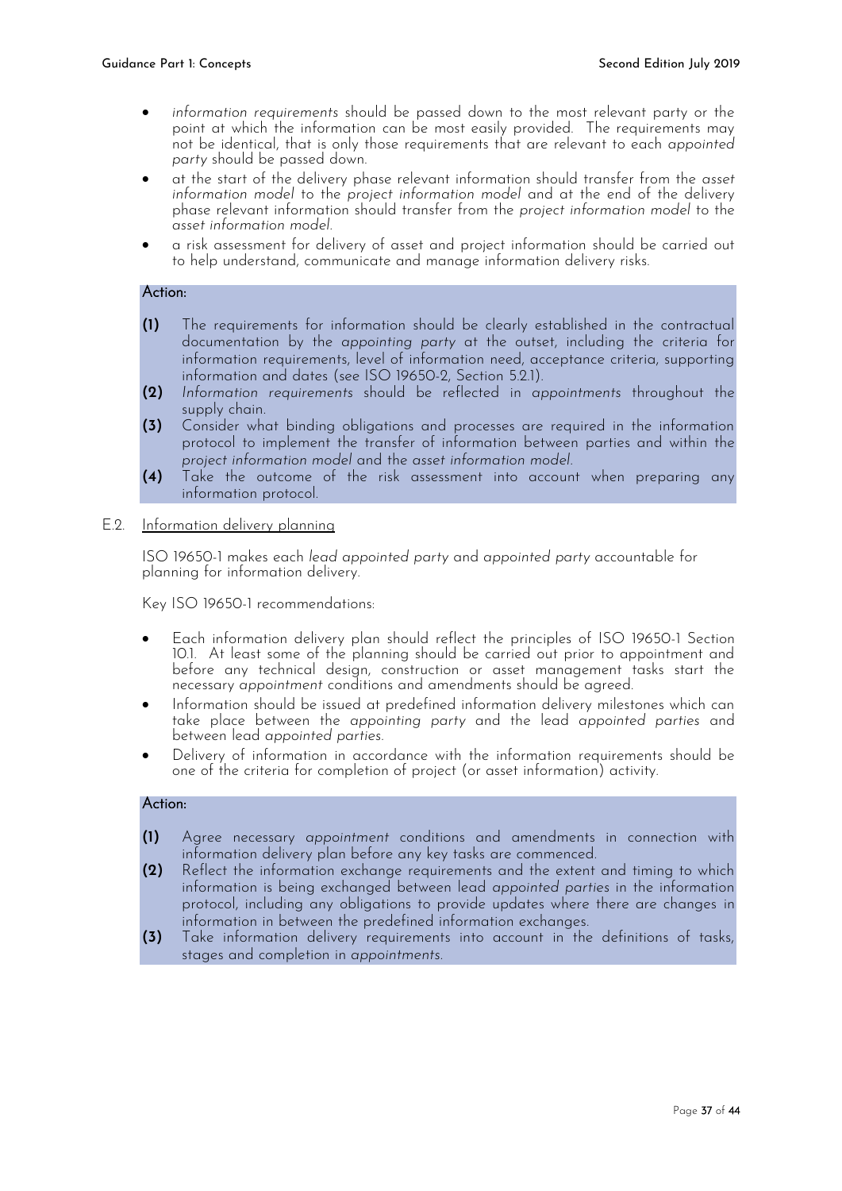- *information requirements* should be passed down to the most relevant party or the point at which the information can be most easily provided. The requirements may not be identical, that is only those requirements that are relevant to each *appointed party* should be passed down.
- at the start of the delivery phase relevant information should transfer from the *asset information model* to the *project information model* and at the end of the delivery phase relevant information should transfer from the *project information model* to the *asset information model*.
- a risk assessment for delivery of asset and project information should be carried out to help understand, communicate and manage information delivery risks.

**Action:**

**(1)** The requirements for information should be clearly established in the contractual documentation by the *appointing party* at the outset, including the criteria for information requirements, level of information need, acceptance criteria, supporting information and dates (see ISO 19650-2, Section 5.2.1).

**(2)** *Information requirements* should be reflected in *appointments* throughout the supply chain.

**(3)** Consider what binding obligations and processes are required in the information protocol to implement the transfer of information between parties and within the *project information model* and the *asset information model*.

**(4)** Take the outcome of the risk assessment into account when preparing any information protocol.

## E.2. Information delivery planning

ISO 19650-1 makes each *lead appointed party* and *appointed party* accountable for planning for information delivery.

Key ISO 19650-1 recommendations:

- Each information delivery plan should reflect the principles of ISO 19650-1 Section 10.1. At least some of the planning should be carried out prior to appointment and before any technical design, construction or asset management tasks start the necessary *appointment* conditions and amendments should be agreed.
- Information should be issued at predefined information delivery milestones which can take place between the *appointing party* and the lead *appointed parties* and between lead *appointed parties*.
- Delivery of information in accordance with the information requirements should be one of the criteria for completion of project (or asset information) activity.

**Action:**

**(1)** Agree necessary *appointment* conditions and amendments in connection with information delivery plan before any key tasks are commenced.

**(2)** Reflect the information exchange requirements and the extent and timing to which information is being exchanged between lead *appointed parties* in the information protocol, including any obligations to provide updates where there are changes in information in between the predefined information exchanges.

**(3)** Take information delivery requirements into account in the definitions of tasks, stages and completion in *appointments*.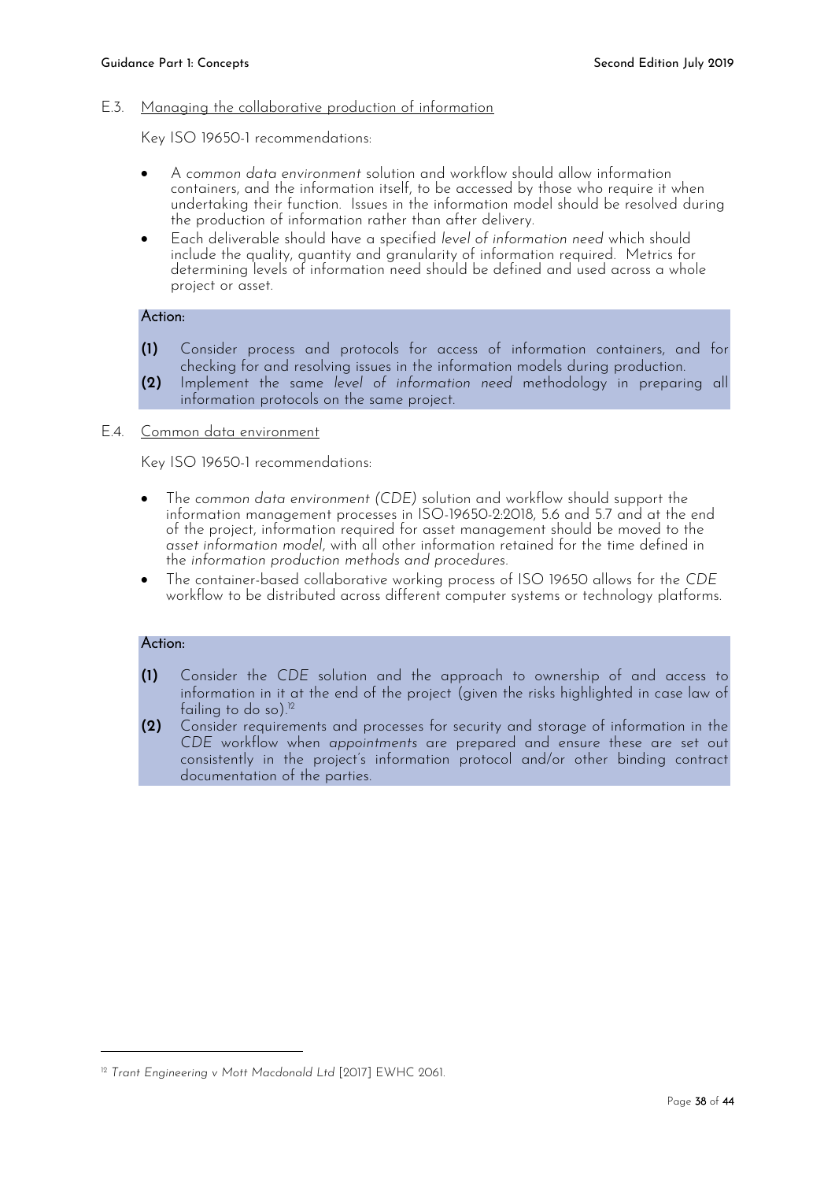## E.3. Managing the collaborative production of information

Key ISO 19650-1 recommendations:

- A *common data environment* solution and workflow should allow information containers, and the information itself, to be accessed by those who require it when undertaking their function. Issues in the information model should be resolved during the production of information rather than after delivery.
- Each deliverable should have a specified *level of information need* which should include the quality, quantity and granularity of information required. Metrics for determining levels of information need should be defined and used across a whole project or asset.

**Action:**

**(1)** Consider process and protocols for access of information containers, and for checking for and resolving issues in the information models during production.

**(2)** Implement the same *level of information need* methodology in preparing all information protocols on the same project.

## E.4. Common data environment

Key ISO 19650-1 recommendations:

- The *common data environment (CDE)* solution and workflow should support the information management processes in ISO-19650-2:2018, 5.6 and 5.7 and at the end of the project, information required for asset management should be moved to the *asset information model*, with all other information retained for the time defined in the *information production methods and procedures*.
- The container-based collaborative working process of ISO 19650 allows for the *CDE* workflow to be distributed across different computer systems or technology platforms.

**Action:**

**(1)** Consider the *CDE* solution and the approach to ownership of and access to information in it at the end of the project (given the risks highlighted in case law of failing to do so).[12]

**(2)** Consider requirements and processes for security and storage of information in the *CDE* workflow when *appointments* are prepared and ensure these are set out consistently in the project's information protocol and/or other binding contract documentation of the parties.

---

[12] *Trant Engineering v Mott Macdonald Ltd* [2017] EWHC 2061.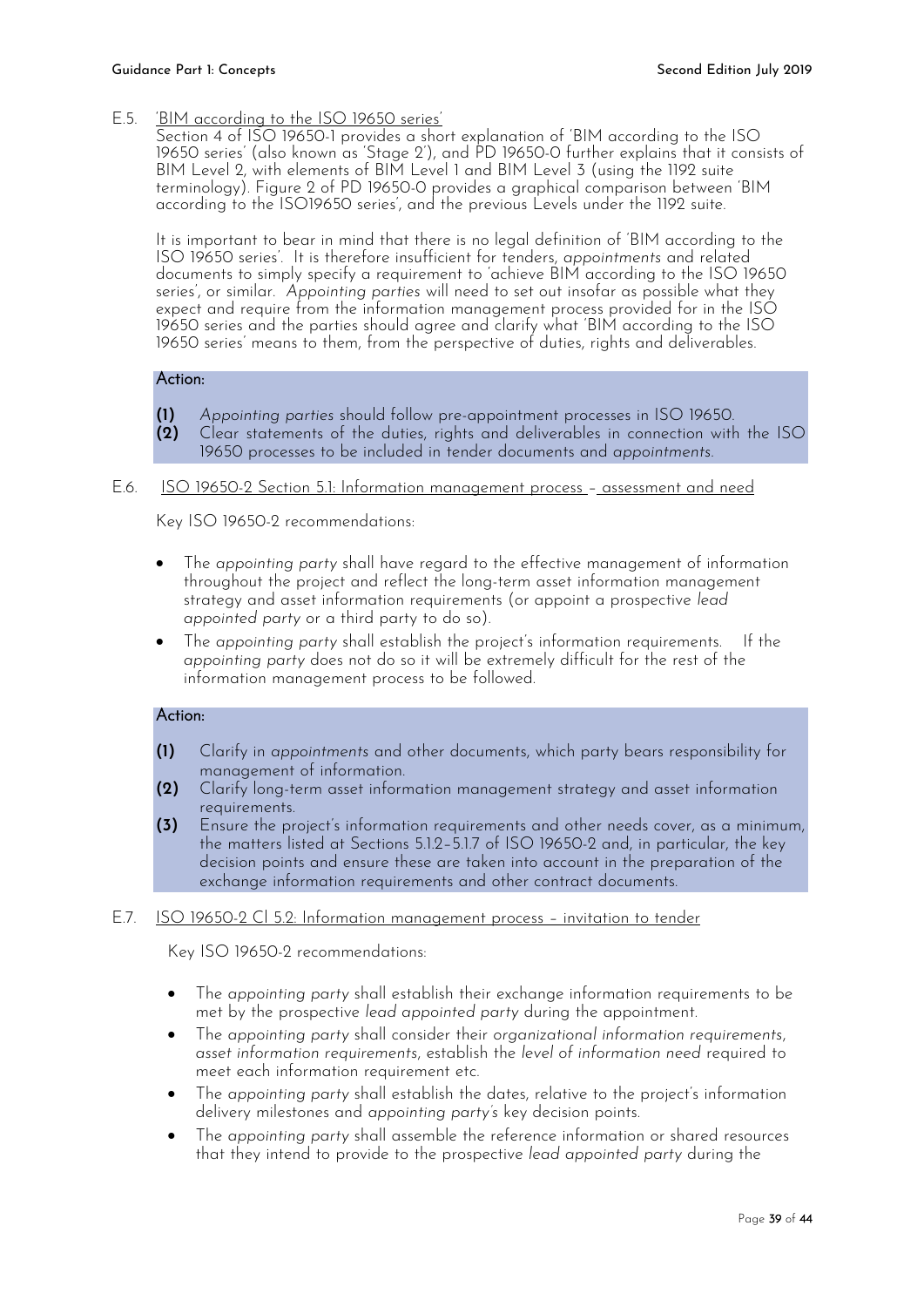E.5. 'BIM according to the ISO 19650 series'

Section 4 of ISO 19650-1 provides a short explanation of 'BIM according to the ISO 19650 series' (also known as 'Stage 2'), and PD 19650-0 further explains that it consists of BIM Level 2, with elements of BIM Level 1 and BIM Level 3 (using the 1192 suite terminology). Figure 2 of PD 19650-0 provides a graphical comparison between 'BIM according to the ISO19650 series', and the previous Levels under the 1192 suite.

It is important to bear in mind that there is no legal definition of 'BIM according to the ISO 19650 series'. It is therefore insufficient for tenders, *appointments* and related documents to simply specify a requirement to 'achieve BIM according to the ISO 19650 series', or similar. *Appointing parties* will need to set out insofar as possible what they expect and require from the information management process provided for in the ISO 19650 series and the parties should agree and clarify what 'BIM according to the ISO 19650 series' means to them, from the perspective of duties, rights and deliverables.

**Action:**

**(1)** *Appointing parties* should follow pre-appointment processes in ISO 19650.
**(2)** Clear statements of the duties, rights and deliverables in connection with the ISO 19650 processes to be included in tender documents and *appointments*.

E.6. ISO 19650-2 Section 5.1: Information management process – assessment and need

Key ISO 19650-2 recommendations:

- The *appointing party* shall have regard to the effective management of information throughout the project and reflect the long-term asset information management strategy and asset information requirements (or appoint a prospective *lead appointed party* or a third party to do so).
- The *appointing party* shall establish the project's information requirements. If the *appointing party* does not do so it will be extremely difficult for the rest of the information management process to be followed.

**Action:**

**(1)** Clarify in *appointments* and other documents, which party bears responsibility for management of information.
**(2)** Clarify long-term asset information management strategy and asset information requirements.
**(3)** Ensure the project's information requirements and other needs cover, as a minimum, the matters listed at Sections 5.1.2–5.1.7 of ISO 19650-2 and, in particular, the key decision points and ensure these are taken into account in the preparation of the exchange information requirements and other contract documents.

E.7. ISO 19650-2 Cl 5.2: Information management process – invitation to tender

Key ISO 19650-2 recommendations:

- The *appointing party* shall establish their exchange information requirements to be met by the prospective *lead appointed party* during the appointment.
- The *appointing party* shall consider their *organizational information requirements*, *asset information requirements*, establish the *level of information need* required to meet each information requirement etc.
- The *appointing party* shall establish the dates, relative to the project's information delivery milestones and *appointing party's* key decision points.
- The *appointing party* shall assemble the reference information or shared resources that they intend to provide to the prospective *lead appointed party* during the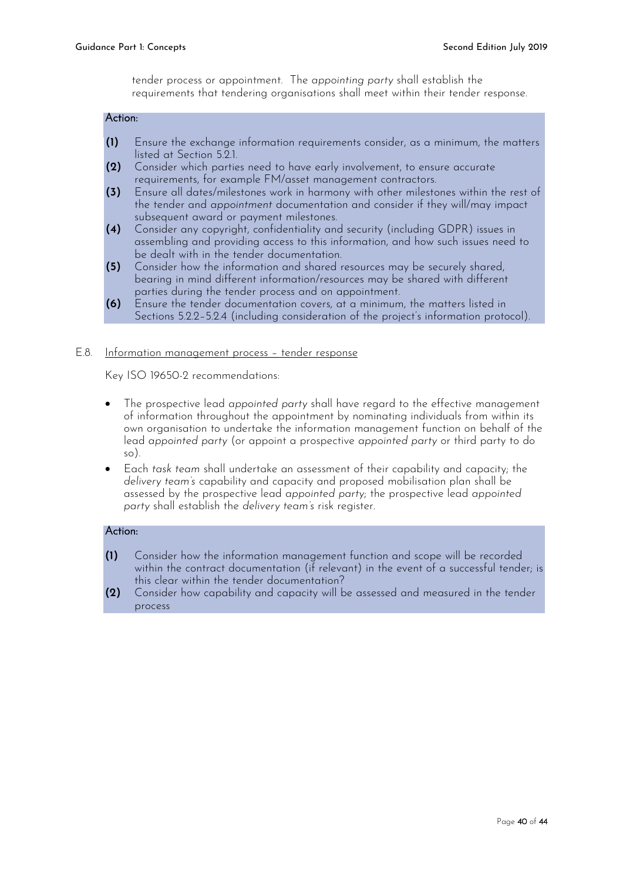tender process or appointment. The *appointing party* shall establish the requirements that tendering organisations shall meet within their tender response.

**Action:**

**(1)** Ensure the exchange information requirements consider, as a minimum, the matters listed at Section 5.2.1.
**(2)** Consider which parties need to have early involvement, to ensure accurate requirements, for example FM/asset management contractors.
**(3)** Ensure all dates/milestones work in harmony with other milestones within the rest of the tender and *appointment* documentation and consider if they will/may impact subsequent award or payment milestones.
**(4)** Consider any copyright, confidentiality and security (including GDPR) issues in assembling and providing access to this information, and how such issues need to be dealt with in the tender documentation.
**(5)** Consider how the information and shared resources may be securely shared, bearing in mind different information/resources may be shared with different parties during the tender process and on appointment.
**(6)** Ensure the tender documentation covers, at a minimum, the matters listed in Sections 5.2.2–5.2.4 (including consideration of the project's information protocol).

E.8. <u>Information management process – tender response</u>

Key ISO 19650-2 recommendations:

- The prospective lead *appointed party* shall have regard to the effective management of information throughout the appointment by nominating individuals from within its own organisation to undertake the information management function on behalf of the lead *appointed party* (or appoint a prospective *appointed party* or third party to do so).
- Each *task team* shall undertake an assessment of their capability and capacity; the *delivery team's* capability and capacity and proposed mobilisation plan shall be assessed by the prospective lead *appointed party*; the prospective lead *appointed party* shall establish the *delivery team's* risk register.

**Action:**

**(1)** Consider how the information management function and scope will be recorded within the contract documentation (if relevant) in the event of a successful tender; is this clear within the tender documentation?
**(2)** Consider how capability and capacity will be assessed and measured in the tender process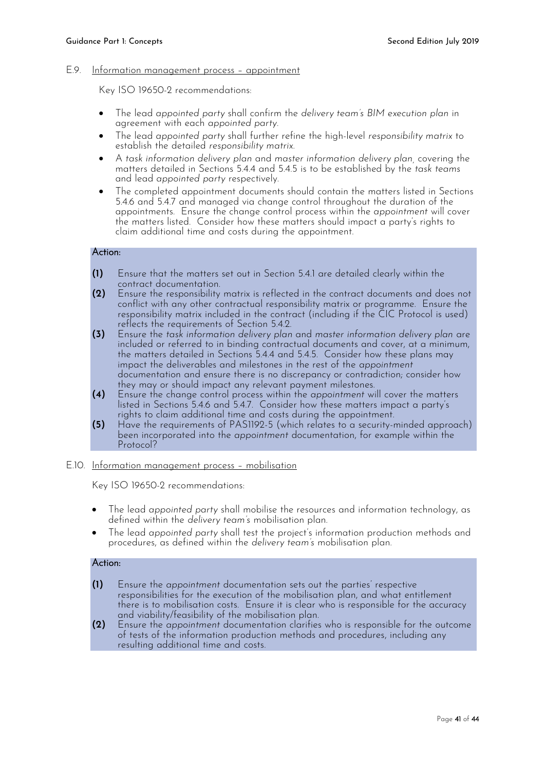### E.9. Information management process – appointment

Key ISO 19650-2 recommendations:

- The lead *appointed party* shall confirm the *delivery team's BIM execution plan* in agreement with each *appointed party*.
- The lead *appointed party* shall further refine the high-level *responsibility matrix* to establish the detailed *responsibility matrix*.
- A *task information delivery plan* and *master information delivery plan*, covering the matters detailed in Sections 5.4.4 and 5.4.5 is to be established by the *task teams* and lead *appointed party* respectively.
- The completed appointment documents should contain the matters listed in Sections 5.4.6 and 5.4.7 and managed via change control throughout the duration of the appointments. Ensure the change control process within the *appointment* will cover the matters listed. Consider how these matters should impact a party's rights to claim additional time and costs during the appointment.

**Action:**

**(1)** Ensure that the matters set out in Section 5.4.1 are detailed clearly within the contract documentation.

**(2)** Ensure the responsibility matrix is reflected in the contract documents and does not conflict with any other contractual responsibility matrix or programme. Ensure the responsibility matrix included in the contract (including if the CIC Protocol is used) reflects the requirements of Section 5.4.2.

**(3)** Ensure the *task information delivery plan* and *master information delivery plan* are included or referred to in binding contractual documents and cover, at a minimum, the matters detailed in Sections 5.4.4 and 5.4.5. Consider how these plans may impact the deliverables and milestones in the rest of the *appointment* documentation and ensure there is no discrepancy or contradiction; consider how they may or should impact any relevant payment milestones.

**(4)** Ensure the change control process within the *appointment* will cover the matters listed in Sections 5.4.6 and 5.4.7. Consider how these matters impact a party's rights to claim additional time and costs during the appointment.

**(5)** Have the requirements of PAS1192-5 (which relates to a security-minded approach) been incorporated into the *appointment* documentation, for example within the Protocol?

### E.10. Information management process – mobilisation

Key ISO 19650-2 recommendations:

- The lead *appointed party* shall mobilise the resources and information technology, as defined within the *delivery team's* mobilisation plan.
- The lead *appointed party* shall test the project's information production methods and procedures, as defined within the *delivery team's* mobilisation plan.

**Action:**

**(1)** Ensure the *appointment* documentation sets out the parties' respective responsibilities for the execution of the mobilisation plan, and what entitlement there is to mobilisation costs. Ensure it is clear who is responsible for the accuracy and viability/feasibility of the mobilisation plan.

**(2)** Ensure the *appointment* documentation clarifies who is responsible for the outcome of tests of the information production methods and procedures, including any resulting additional time and costs.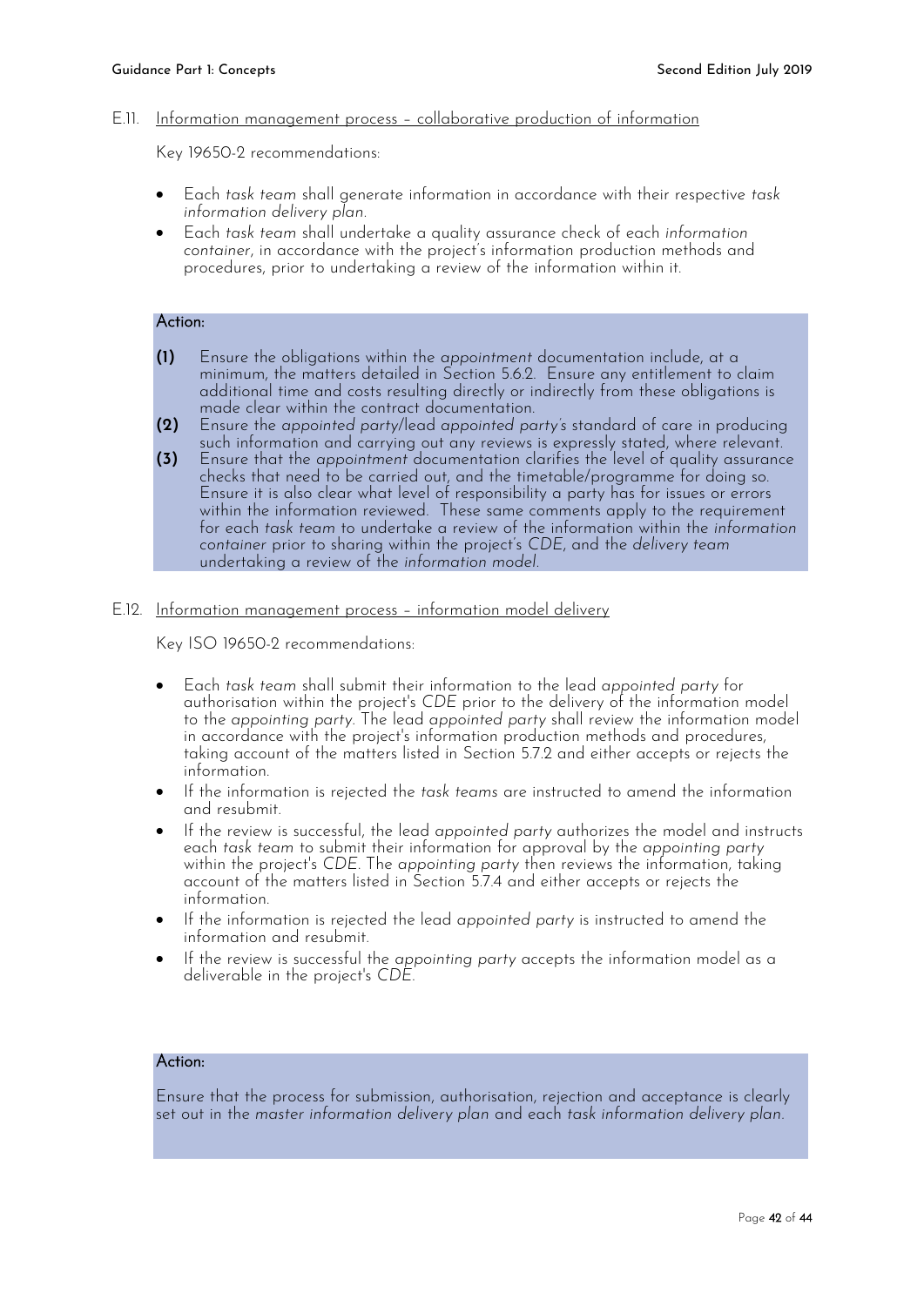### E.11. Information management process – collaborative production of information

Key 19650-2 recommendations:

- Each *task team* shall generate information in accordance with their respective *task information delivery plan*.
- Each *task team* shall undertake a quality assurance check of each *information container*, in accordance with the project's information production methods and procedures, prior to undertaking a review of the information within it.

**Action:**

**(1)** Ensure the obligations within the *appointment* documentation include, at a minimum, the matters detailed in Section 5.6.2. Ensure any entitlement to claim additional time and costs resulting directly or indirectly from these obligations is made clear within the contract documentation.

**(2)** Ensure the *appointed party*/lead *appointed party's* standard of care in producing such information and carrying out any reviews is expressly stated, where relevant.

**(3)** Ensure that the *appointment* documentation clarifies the level of quality assurance checks that need to be carried out, and the timetable/programme for doing so. Ensure it is also clear what level of responsibility a party has for issues or errors within the information reviewed. These same comments apply to the requirement for each *task team* to undertake a review of the information within the *information container* prior to sharing within the project's *CDE*, and the *delivery team* undertaking a review of the *information model*.

### E.12. Information management process – information model delivery

Key ISO 19650-2 recommendations:

- Each *task team* shall submit their information to the lead *appointed party* for authorisation within the project's *CDE* prior to the delivery of the information model to the *appointing party*. The lead *appointed party* shall review the information model in accordance with the project's information production methods and procedures, taking account of the matters listed in Section 5.7.2 and either accepts or rejects the information.
- If the information is rejected the *task teams* are instructed to amend the information and resubmit.
- If the review is successful, the lead *appointed party* authorizes the model and instructs each *task team* to submit their information for approval by the *appointing party* within the project's *CDE*. The *appointing party* then reviews the information, taking account of the matters listed in Section 5.7.4 and either accepts or rejects the information.
- If the information is rejected the lead *appointed party* is instructed to amend the information and resubmit.
- If the review is successful the *appointing party* accepts the information model as a deliverable in the project's *CDE*.

**Action:**

Ensure that the process for submission, authorisation, rejection and acceptance is clearly set out in the *master information delivery plan* and each *task information delivery plan*.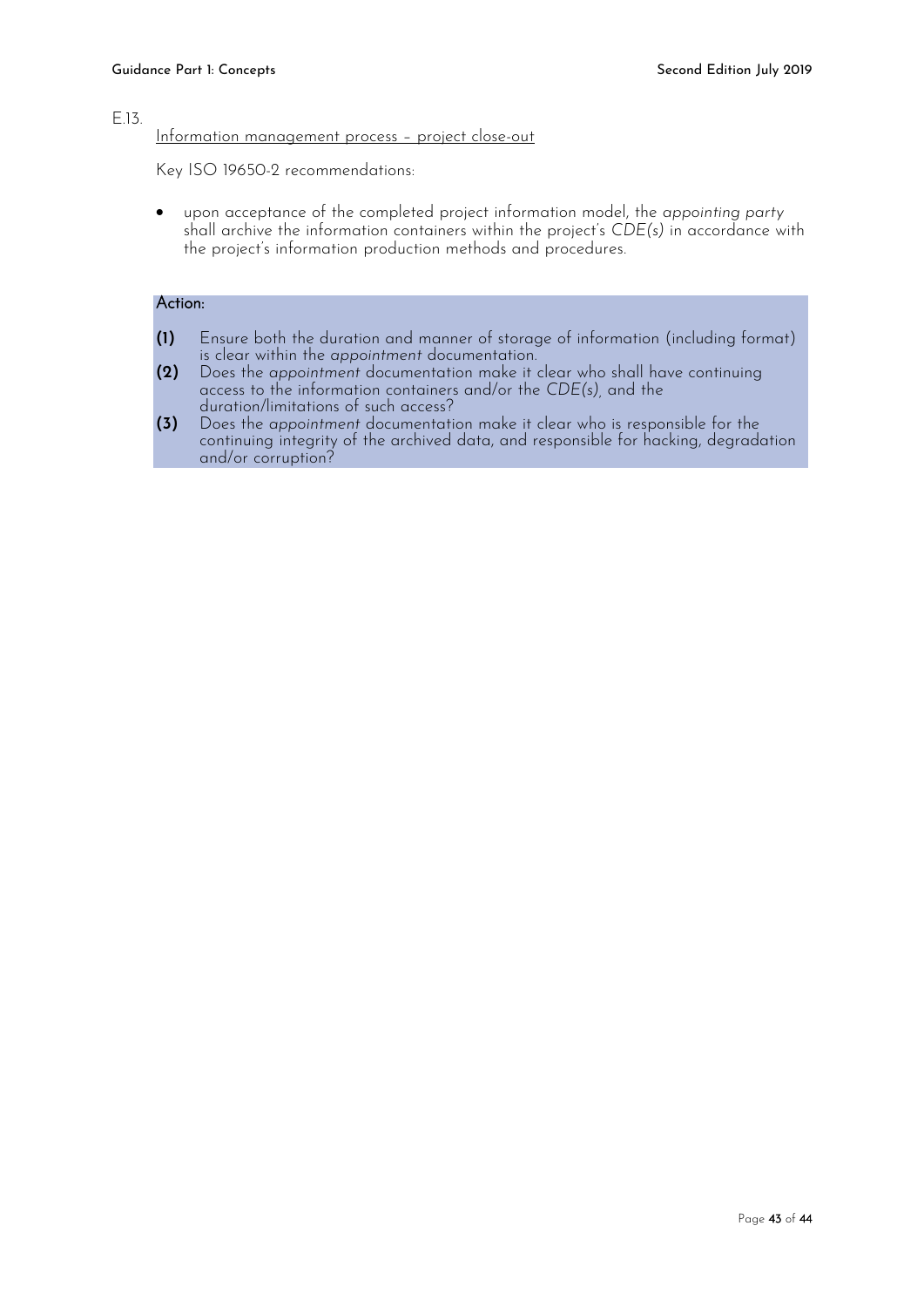E.13.

Information management process – project close-out

Key ISO 19650-2 recommendations:

- upon acceptance of the completed project information model, the *appointing party* shall archive the information containers within the project's *CDE(s)* in accordance with the project's information production methods and procedures.

**Action:**

**(1)** Ensure both the duration and manner of storage of information (including format) is clear within the *appointment* documentation.

**(2)** Does the *appointment* documentation make it clear who shall have continuing access to the information containers and/or the *CDE(s)*, and the duration/limitations of such access?

**(3)** Does the *appointment* documentation make it clear who is responsible for the continuing integrity of the archived data, and responsible for hacking, degradation and/or corruption?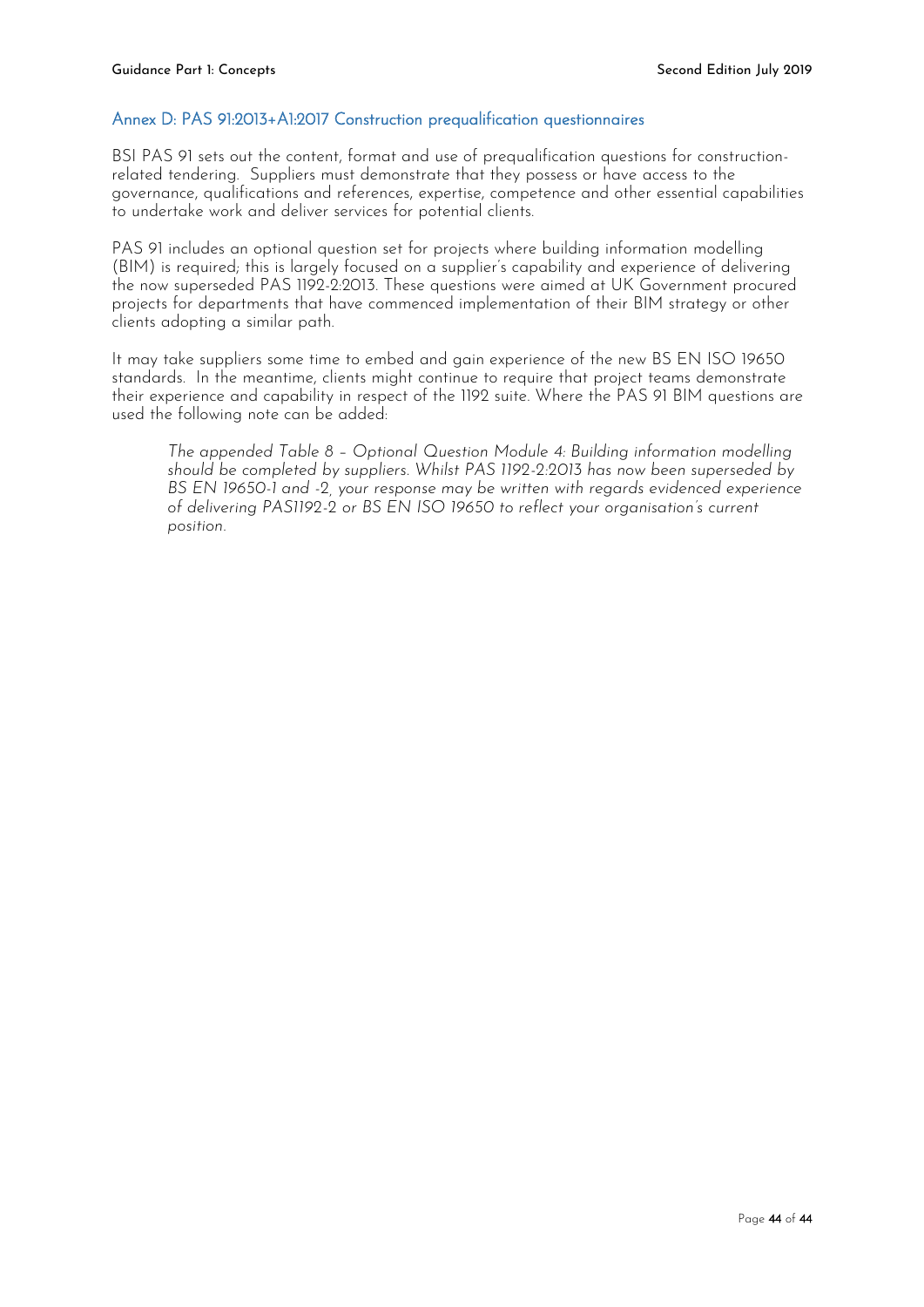## Annex D: PAS 91:2013+A1:2017 Construction prequalification questionnaires

BSI PAS 91 sets out the content, format and use of prequalification questions for construction-related tendering. Suppliers must demonstrate that they possess or have access to the governance, qualifications and references, expertise, competence and other essential capabilities to undertake work and deliver services for potential clients.

PAS 91 includes an optional question set for projects where building information modelling (BIM) is required; this is largely focused on a supplier's capability and experience of delivering the now superseded PAS 1192-2:2013. These questions were aimed at UK Government procured projects for departments that have commenced implementation of their BIM strategy or other clients adopting a similar path.

It may take suppliers some time to embed and gain experience of the new BS EN ISO 19650 standards. In the meantime, clients might continue to require that project teams demonstrate their experience and capability in respect of the 1192 suite. Where the PAS 91 BIM questions are used the following note can be added:

> *The appended Table 8 – Optional Question Module 4: Building information modelling should be completed by suppliers. Whilst PAS 1192-2:2013 has now been superseded by BS EN 19650-1 and -2, your response may be written with regards evidenced experience of delivering PAS1192-2 or BS EN ISO 19650 to reflect your organisation's current position.*